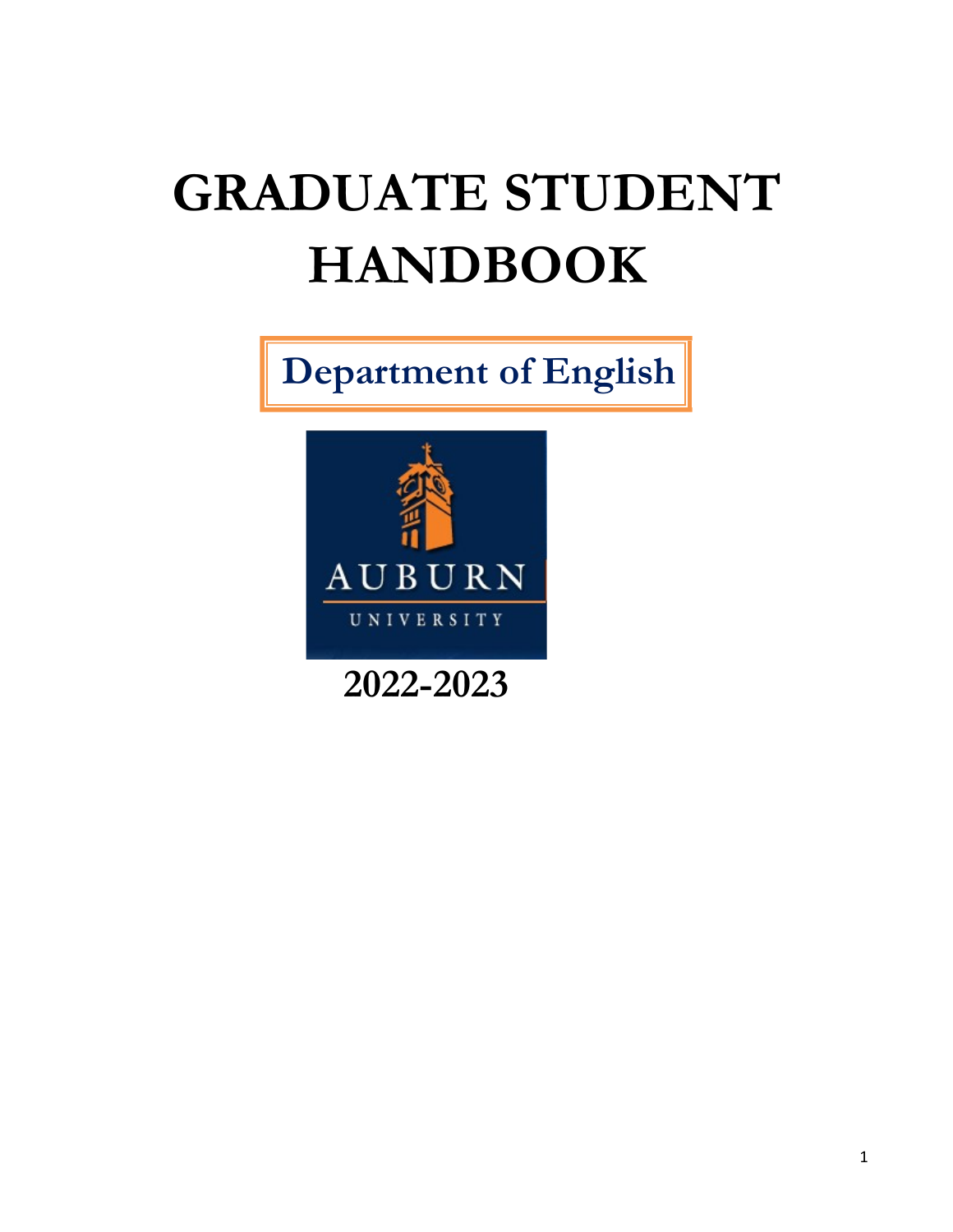# GRADUATE STUDENT HANDBOOK

## Department of English

AUBURN UNIVERSITY

**2022-2023**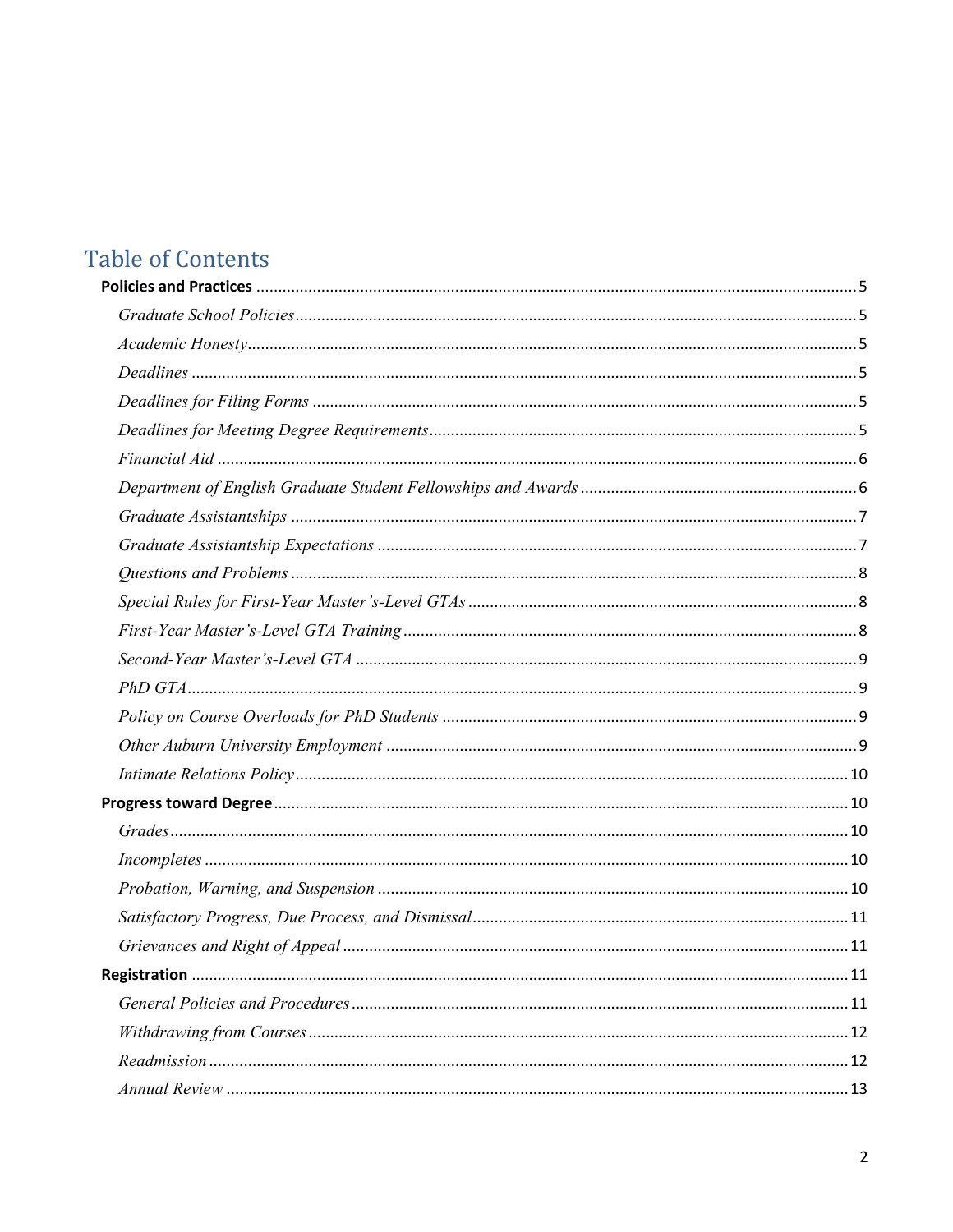# Table of Contents

**Policies and Practices** .......... 5

*Graduate School Policies* .......... 5

*Academic Honesty* .......... 5

*Deadlines* .......... 5

*Deadlines for Filing Forms* .......... 5

*Deadlines for Meeting Degree Requirements* .......... 5

*Financial Aid* .......... 6

*Department of English Graduate Student Fellowships and Awards* .......... 6

*Graduate Assistantships* .......... 7

*Graduate Assistantship Expectations* .......... 7

*Questions and Problems* .......... 8

*Special Rules for First-Year Master's-Level GTAs* .......... 8

*First-Year Master's-Level GTA Training* .......... 8

*Second-Year Master's-Level GTA* .......... 9

*PhD GTA* .......... 9

*Policy on Course Overloads for PhD Students* .......... 9

*Other Auburn University Employment* .......... 9

*Intimate Relations Policy* .......... 10

**Progress toward Degree** .......... 10

*Grades* .......... 10

*Incompletes* .......... 10

*Probation, Warning, and Suspension* .......... 10

*Satisfactory Progress, Due Process, and Dismissal* .......... 11

*Grievances and Right of Appeal* .......... 11

**Registration** .......... 11

*General Policies and Procedures* .......... 11

*Withdrawing from Courses* .......... 12

*Readmission* .......... 12

*Annual Review* .......... 13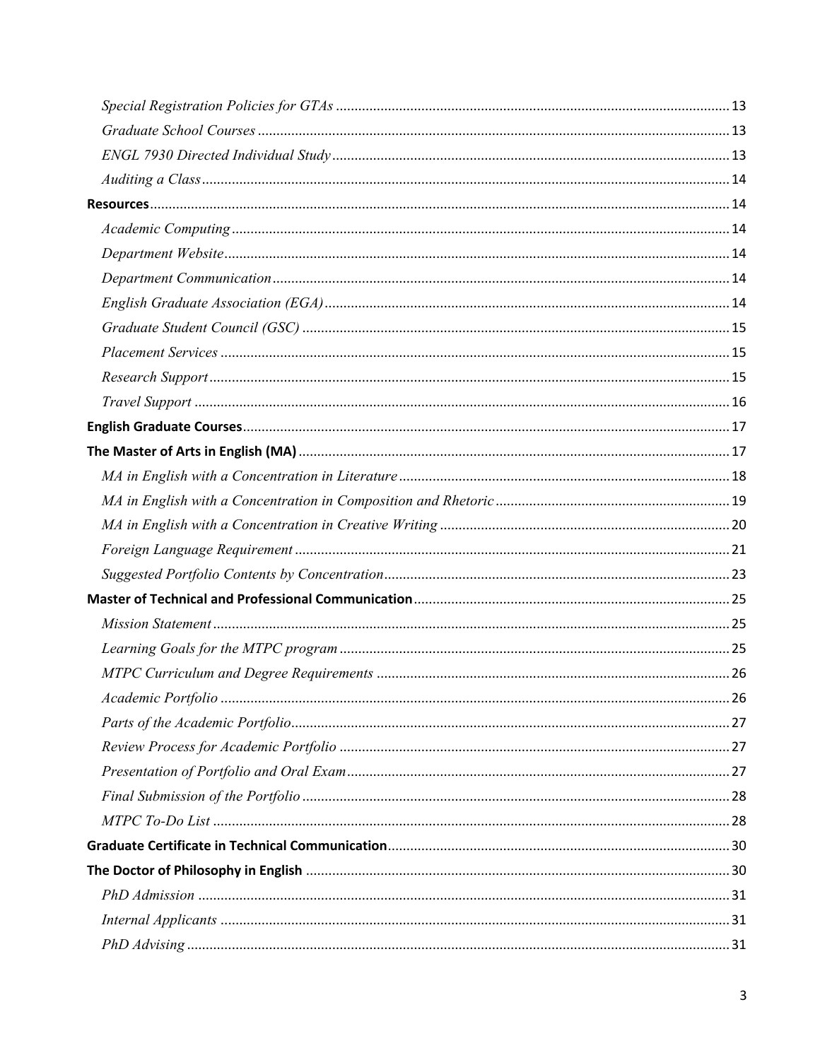*Special Registration Policies for GTAs* .......... 13
*Graduate School Courses* .......... 13
*ENGL 7930 Directed Individual Study* .......... 13
*Auditing a Class* .......... 14

**Resources** .......... 14
*Academic Computing* .......... 14
*Department Website* .......... 14
*Department Communication* .......... 14
*English Graduate Association (EGA)* .......... 14
*Graduate Student Council (GSC)* .......... 15
*Placement Services* .......... 15
*Research Support* .......... 15
*Travel Support* .......... 16

**English Graduate Courses** .......... 17

**The Master of Arts in English (MA)** .......... 17
*MA in English with a Concentration in Literature* .......... 18
*MA in English with a Concentration in Composition and Rhetoric* .......... 19
*MA in English with a Concentration in Creative Writing* .......... 20
*Foreign Language Requirement* .......... 21
*Suggested Portfolio Contents by Concentration* .......... 23

**Master of Technical and Professional Communication** .......... 25
*Mission Statement* .......... 25
*Learning Goals for the MTPC program* .......... 25
*MTPC Curriculum and Degree Requirements* .......... 26
*Academic Portfolio* .......... 26
*Parts of the Academic Portfolio* .......... 27
*Review Process for Academic Portfolio* .......... 27
*Presentation of Portfolio and Oral Exam* .......... 27
*Final Submission of the Portfolio* .......... 28
*MTPC To-Do List* .......... 28

**Graduate Certificate in Technical Communication** .......... 30

**The Doctor of Philosophy in English** .......... 30
*PhD Admission* .......... 31
*Internal Applicants* .......... 31
*PhD Advising* .......... 31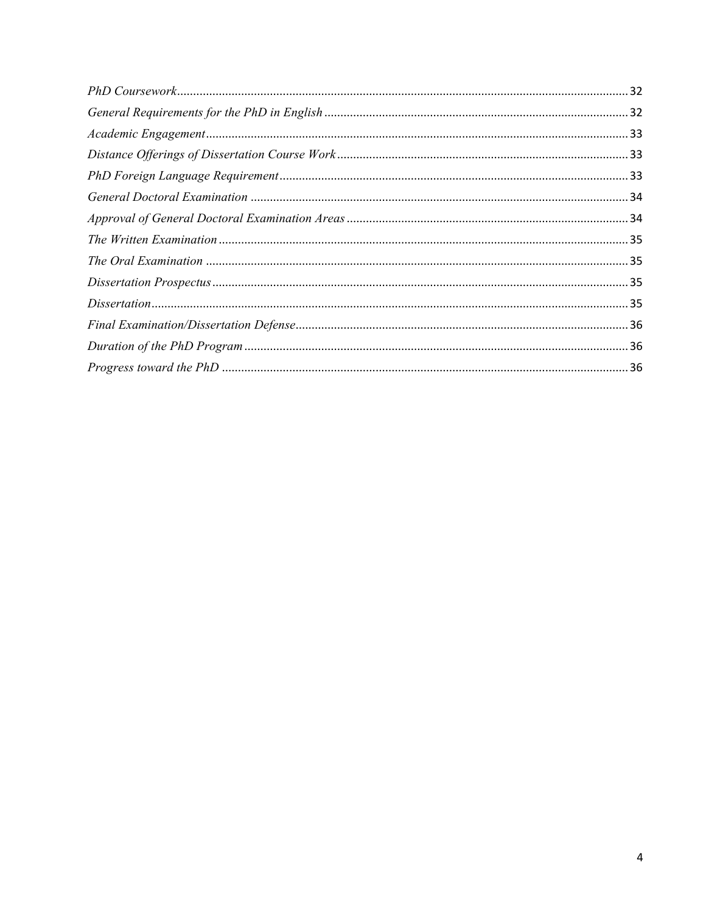*PhD Coursework* ........ 32
*General Requirements for the PhD in English* ........ 32
*Academic Engagement* ........ 33
*Distance Offerings of Dissertation Course Work* ........ 33
*PhD Foreign Language Requirement* ........ 33
*General Doctoral Examination* ........ 34
*Approval of General Doctoral Examination Areas* ........ 34
*The Written Examination* ........ 35
*The Oral Examination* ........ 35
*Dissertation Prospectus* ........ 35
*Dissertation* ........ 35
*Final Examination/Dissertation Defense* ........ 36
*Duration of the PhD Program* ........ 36
*Progress toward the PhD* ........ 36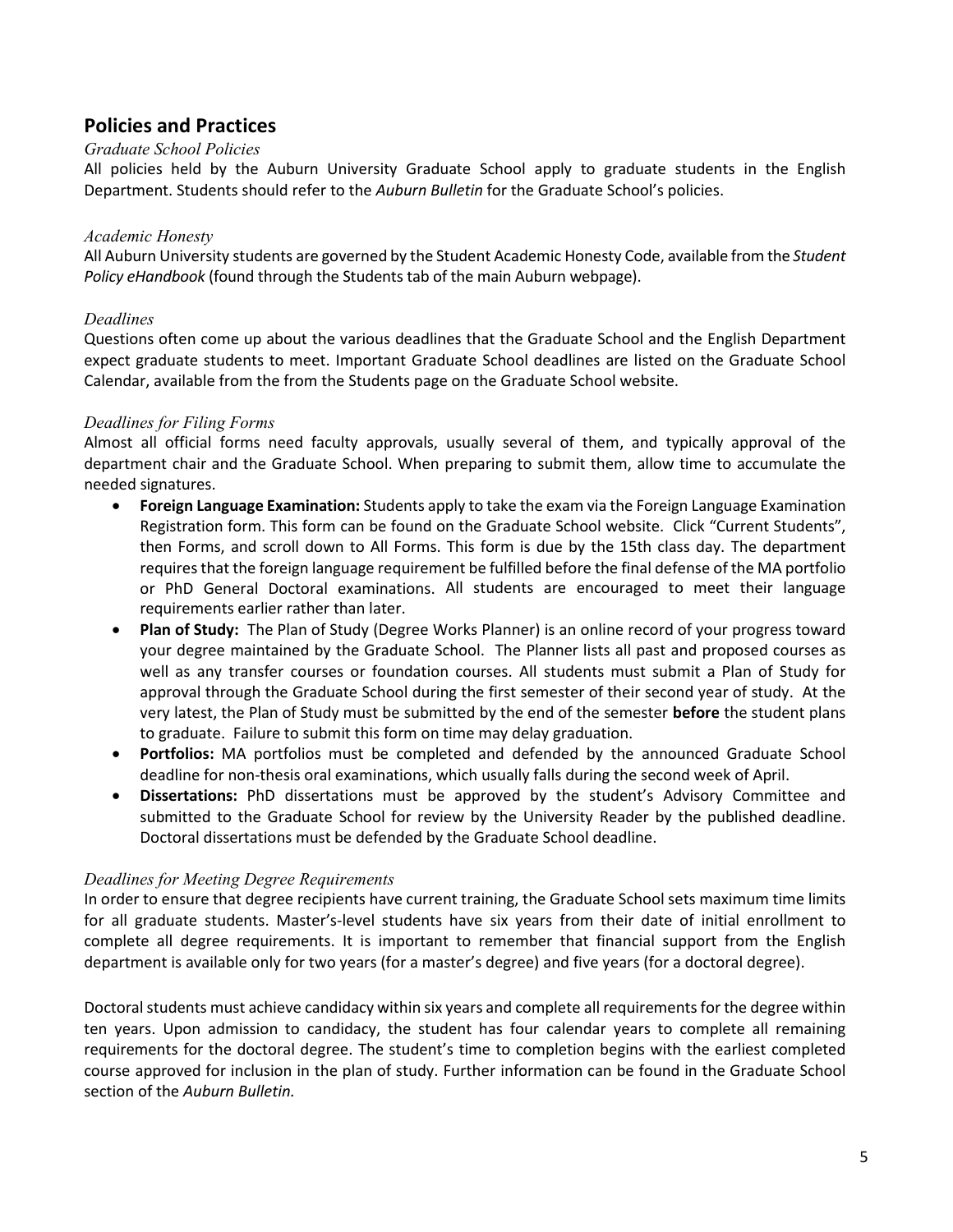## Policies and Practices

### *Graduate School Policies*

All policies held by the Auburn University Graduate School apply to graduate students in the English Department. Students should refer to the *Auburn Bulletin* for the Graduate School's policies.

### *Academic Honesty*

All Auburn University students are governed by the Student Academic Honesty Code, available from the *Student Policy eHandbook* (found through the Students tab of the main Auburn webpage).

### *Deadlines*

Questions often come up about the various deadlines that the Graduate School and the English Department expect graduate students to meet. Important Graduate School deadlines are listed on the Graduate School Calendar, available from the from the Students page on the Graduate School website.

### *Deadlines for Filing Forms*

Almost all official forms need faculty approvals, usually several of them, and typically approval of the department chair and the Graduate School. When preparing to submit them, allow time to accumulate the needed signatures.

- **Foreign Language Examination:** Students apply to take the exam via the Foreign Language Examination Registration form. This form can be found on the Graduate School website. Click "Current Students", then Forms, and scroll down to All Forms. This form is due by the 15th class day. The department requires that the foreign language requirement be fulfilled before the final defense of the MA portfolio or PhD General Doctoral examinations. All students are encouraged to meet their language requirements earlier rather than later.
- **Plan of Study:** The Plan of Study (Degree Works Planner) is an online record of your progress toward your degree maintained by the Graduate School. The Planner lists all past and proposed courses as well as any transfer courses or foundation courses. All students must submit a Plan of Study for approval through the Graduate School during the first semester of their second year of study. At the very latest, the Plan of Study must be submitted by the end of the semester **before** the student plans to graduate. Failure to submit this form on time may delay graduation.
- **Portfolios:** MA portfolios must be completed and defended by the announced Graduate School deadline for non-thesis oral examinations, which usually falls during the second week of April.
- **Dissertations:** PhD dissertations must be approved by the student's Advisory Committee and submitted to the Graduate School for review by the University Reader by the published deadline. Doctoral dissertations must be defended by the Graduate School deadline.

### *Deadlines for Meeting Degree Requirements*

In order to ensure that degree recipients have current training, the Graduate School sets maximum time limits for all graduate students. Master's-level students have six years from their date of initial enrollment to complete all degree requirements. It is important to remember that financial support from the English department is available only for two years (for a master's degree) and five years (for a doctoral degree).

Doctoral students must achieve candidacy within six years and complete all requirements for the degree within ten years. Upon admission to candidacy, the student has four calendar years to complete all remaining requirements for the doctoral degree. The student's time to completion begins with the earliest completed course approved for inclusion in the plan of study. Further information can be found in the Graduate School section of the *Auburn Bulletin.*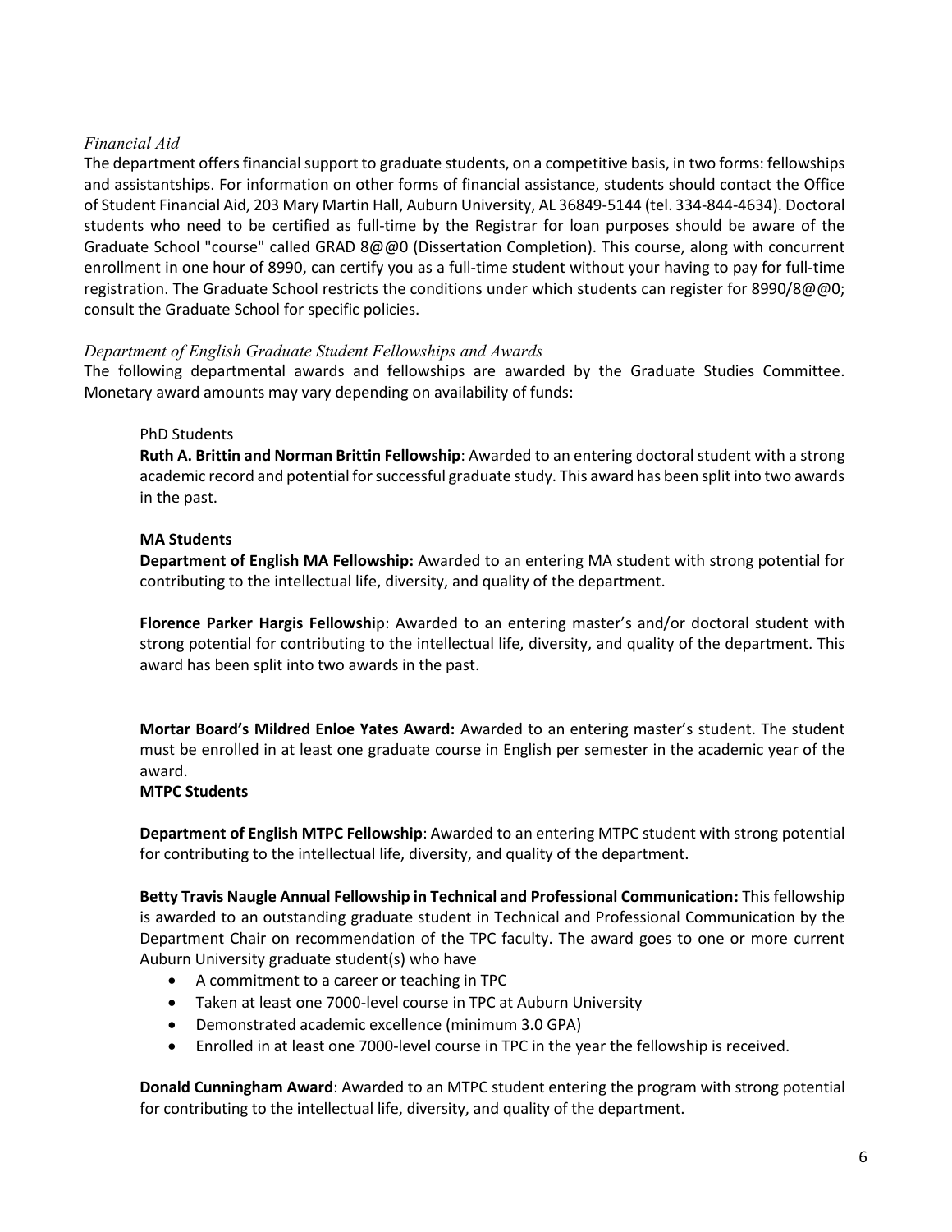*Financial Aid*

The department offers financial support to graduate students, on a competitive basis, in two forms: fellowships and assistantships. For information on other forms of financial assistance, students should contact the Office of Student Financial Aid, 203 Mary Martin Hall, Auburn University, AL 36849-5144 (tel. 334-844-4634). Doctoral students who need to be certified as full-time by the Registrar for loan purposes should be aware of the Graduate School "course" called GRAD 8@@0 (Dissertation Completion). This course, along with concurrent enrollment in one hour of 8990, can certify you as a full-time student without your having to pay for full-time registration. The Graduate School restricts the conditions under which students can register for 8990/8@@0; consult the Graduate School for specific policies.

*Department of English Graduate Student Fellowships and Awards*

The following departmental awards and fellowships are awarded by the Graduate Studies Committee. Monetary award amounts may vary depending on availability of funds:

PhD Students

**Ruth A. Brittin and Norman Brittin Fellowship**: Awarded to an entering doctoral student with a strong academic record and potential for successful graduate study. This award has been split into two awards in the past.

**MA Students**

**Department of English MA Fellowship:** Awarded to an entering MA student with strong potential for contributing to the intellectual life, diversity, and quality of the department.

**Florence Parker Hargis Fellowshi**p: Awarded to an entering master's and/or doctoral student with strong potential for contributing to the intellectual life, diversity, and quality of the department. This award has been split into two awards in the past.

**Mortar Board's Mildred Enloe Yates Award:** Awarded to an entering master's student. The student must be enrolled in at least one graduate course in English per semester in the academic year of the award.

**MTPC Students**

**Department of English MTPC Fellowship**: Awarded to an entering MTPC student with strong potential for contributing to the intellectual life, diversity, and quality of the department.

**Betty Travis Naugle Annual Fellowship in Technical and Professional Communication:** This fellowship is awarded to an outstanding graduate student in Technical and Professional Communication by the Department Chair on recommendation of the TPC faculty. The award goes to one or more current Auburn University graduate student(s) who have

- A commitment to a career or teaching in TPC
- Taken at least one 7000-level course in TPC at Auburn University
- Demonstrated academic excellence (minimum 3.0 GPA)
- Enrolled in at least one 7000-level course in TPC in the year the fellowship is received.

**Donald Cunningham Award**: Awarded to an MTPC student entering the program with strong potential for contributing to the intellectual life, diversity, and quality of the department.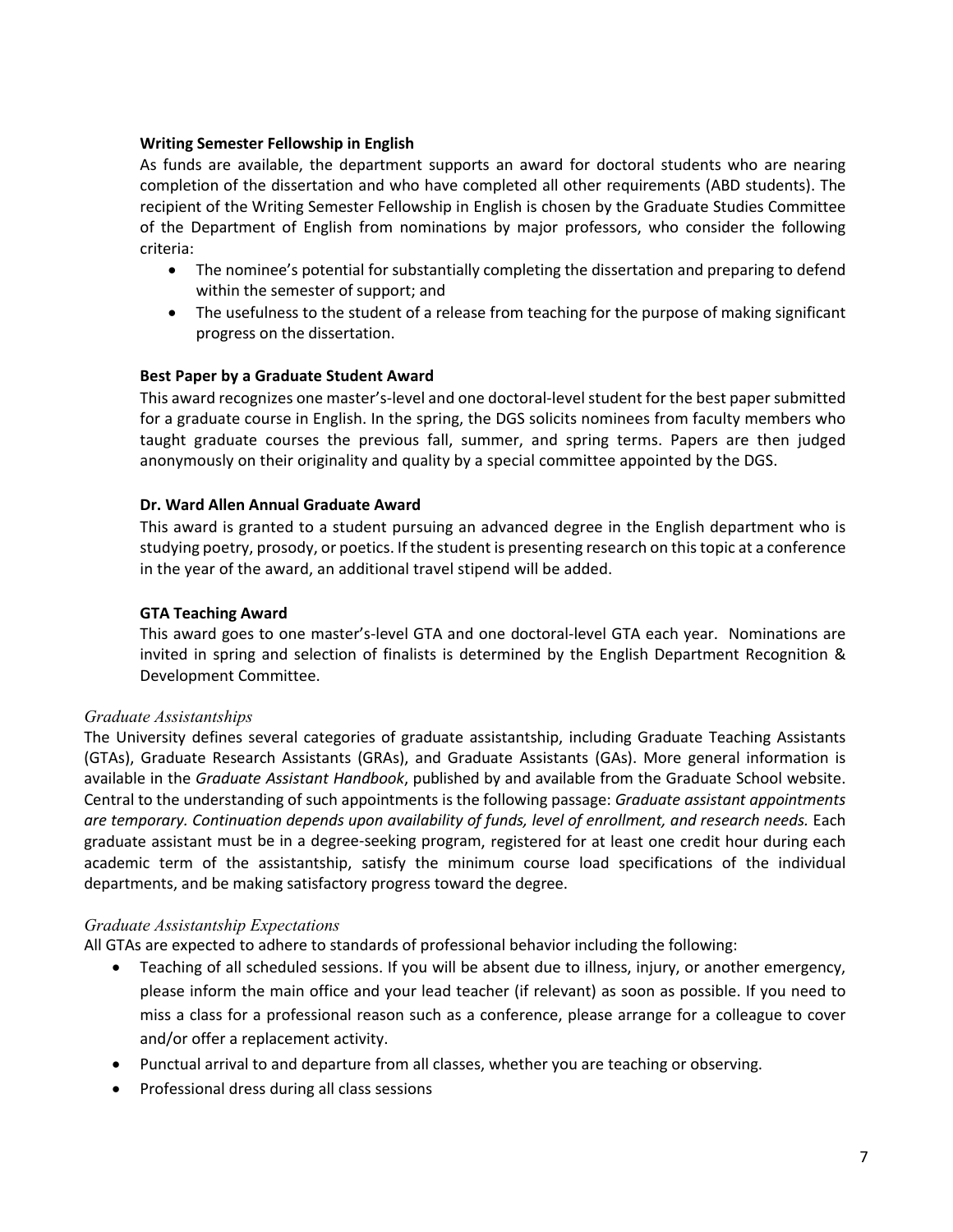### Writing Semester Fellowship in English

As funds are available, the department supports an award for doctoral students who are nearing completion of the dissertation and who have completed all other requirements (ABD students). The recipient of the Writing Semester Fellowship in English is chosen by the Graduate Studies Committee of the Department of English from nominations by major professors, who consider the following criteria:

- The nominee's potential for substantially completing the dissertation and preparing to defend within the semester of support; and
- The usefulness to the student of a release from teaching for the purpose of making significant progress on the dissertation.

### Best Paper by a Graduate Student Award

This award recognizes one master's-level and one doctoral-level student for the best paper submitted for a graduate course in English. In the spring, the DGS solicits nominees from faculty members who taught graduate courses the previous fall, summer, and spring terms. Papers are then judged anonymously on their originality and quality by a special committee appointed by the DGS.

### Dr. Ward Allen Annual Graduate Award

This award is granted to a student pursuing an advanced degree in the English department who is studying poetry, prosody, or poetics. If the student is presenting research on this topic at a conference in the year of the award, an additional travel stipend will be added.

### GTA Teaching Award

This award goes to one master's-level GTA and one doctoral-level GTA each year. Nominations are invited in spring and selection of finalists is determined by the English Department Recognition & Development Committee.

## *Graduate Assistantships*

The University defines several categories of graduate assistantship, including Graduate Teaching Assistants (GTAs), Graduate Research Assistants (GRAs), and Graduate Assistants (GAs). More general information is available in the *Graduate Assistant Handbook*, published by and available from the Graduate School website. Central to the understanding of such appointments is the following passage: *Graduate assistant appointments are temporary. Continuation depends upon availability of funds, level of enrollment, and research needs.* Each graduate assistant must be in a degree-seeking program, registered for at least one credit hour during each academic term of the assistantship, satisfy the minimum course load specifications of the individual departments, and be making satisfactory progress toward the degree.

## *Graduate Assistantship Expectations*

All GTAs are expected to adhere to standards of professional behavior including the following:

- Teaching of all scheduled sessions. If you will be absent due to illness, injury, or another emergency, please inform the main office and your lead teacher (if relevant) as soon as possible. If you need to miss a class for a professional reason such as a conference, please arrange for a colleague to cover and/or offer a replacement activity.
- Punctual arrival to and departure from all classes, whether you are teaching or observing.
- Professional dress during all class sessions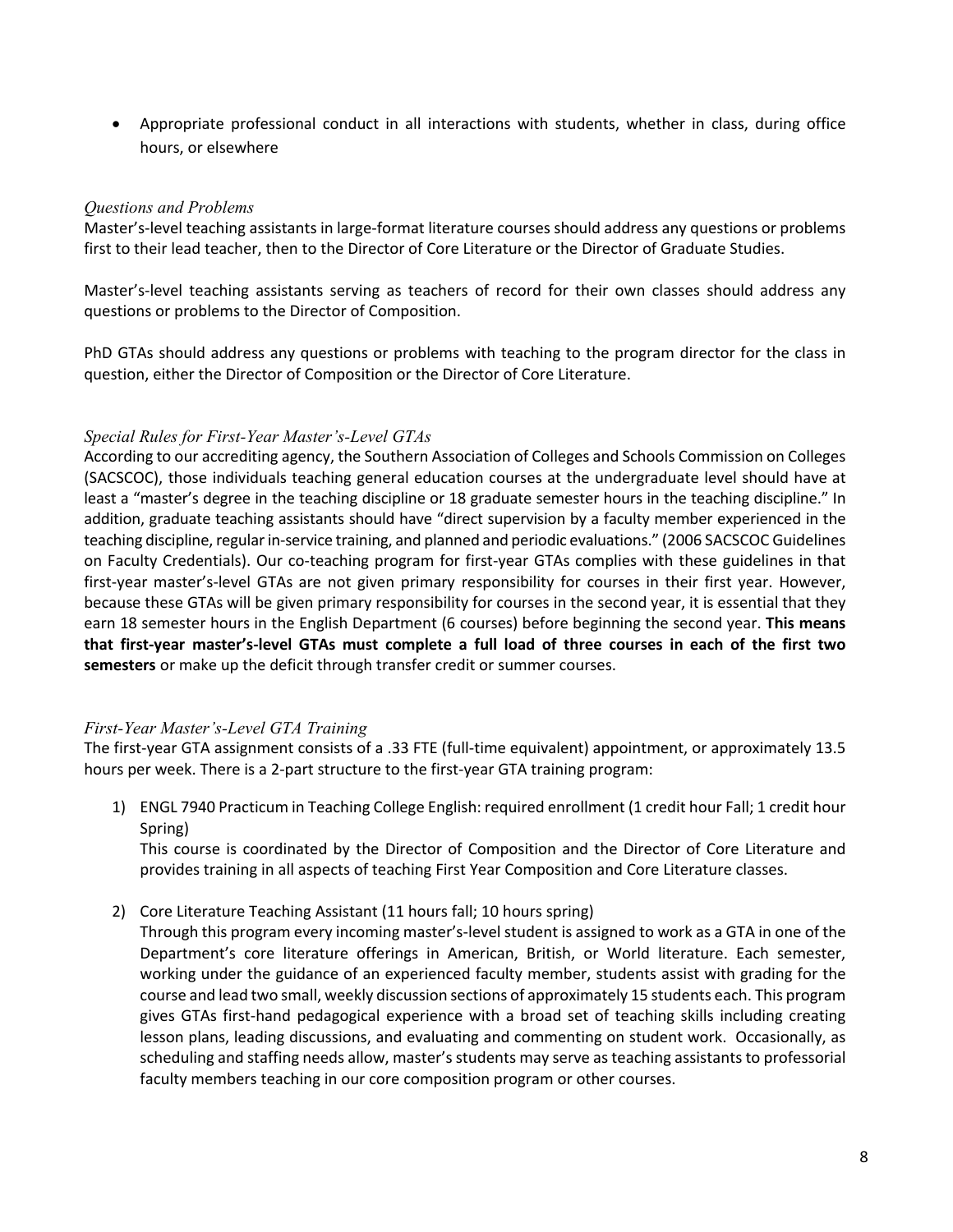- Appropriate professional conduct in all interactions with students, whether in class, during office hours, or elsewhere

### *Questions and Problems*

Master's-level teaching assistants in large-format literature courses should address any questions or problems first to their lead teacher, then to the Director of Core Literature or the Director of Graduate Studies.

Master's-level teaching assistants serving as teachers of record for their own classes should address any questions or problems to the Director of Composition.

PhD GTAs should address any questions or problems with teaching to the program director for the class in question, either the Director of Composition or the Director of Core Literature.

### *Special Rules for First-Year Master's-Level GTAs*

According to our accrediting agency, the Southern Association of Colleges and Schools Commission on Colleges (SACSCOC), those individuals teaching general education courses at the undergraduate level should have at least a "master's degree in the teaching discipline or 18 graduate semester hours in the teaching discipline." In addition, graduate teaching assistants should have "direct supervision by a faculty member experienced in the teaching discipline, regular in-service training, and planned and periodic evaluations." (2006 SACSCOC Guidelines on Faculty Credentials). Our co-teaching program for first-year GTAs complies with these guidelines in that first-year master's-level GTAs are not given primary responsibility for courses in their first year. However, because these GTAs will be given primary responsibility for courses in the second year, it is essential that they earn 18 semester hours in the English Department (6 courses) before beginning the second year. **This means that first-year master's-level GTAs must complete a full load of three courses in each of the first two semesters** or make up the deficit through transfer credit or summer courses.

### *First-Year Master's-Level GTA Training*

The first-year GTA assignment consists of a .33 FTE (full-time equivalent) appointment, or approximately 13.5 hours per week. There is a 2-part structure to the first-year GTA training program:

1) ENGL 7940 Practicum in Teaching College English: required enrollment (1 credit hour Fall; 1 credit hour Spring)
   This course is coordinated by the Director of Composition and the Director of Core Literature and provides training in all aspects of teaching First Year Composition and Core Literature classes.

2) Core Literature Teaching Assistant (11 hours fall; 10 hours spring)
   Through this program every incoming master's-level student is assigned to work as a GTA in one of the Department's core literature offerings in American, British, or World literature. Each semester, working under the guidance of an experienced faculty member, students assist with grading for the course and lead two small, weekly discussion sections of approximately 15 students each. This program gives GTAs first-hand pedagogical experience with a broad set of teaching skills including creating lesson plans, leading discussions, and evaluating and commenting on student work. Occasionally, as scheduling and staffing needs allow, master's students may serve as teaching assistants to professorial faculty members teaching in our core composition program or other courses.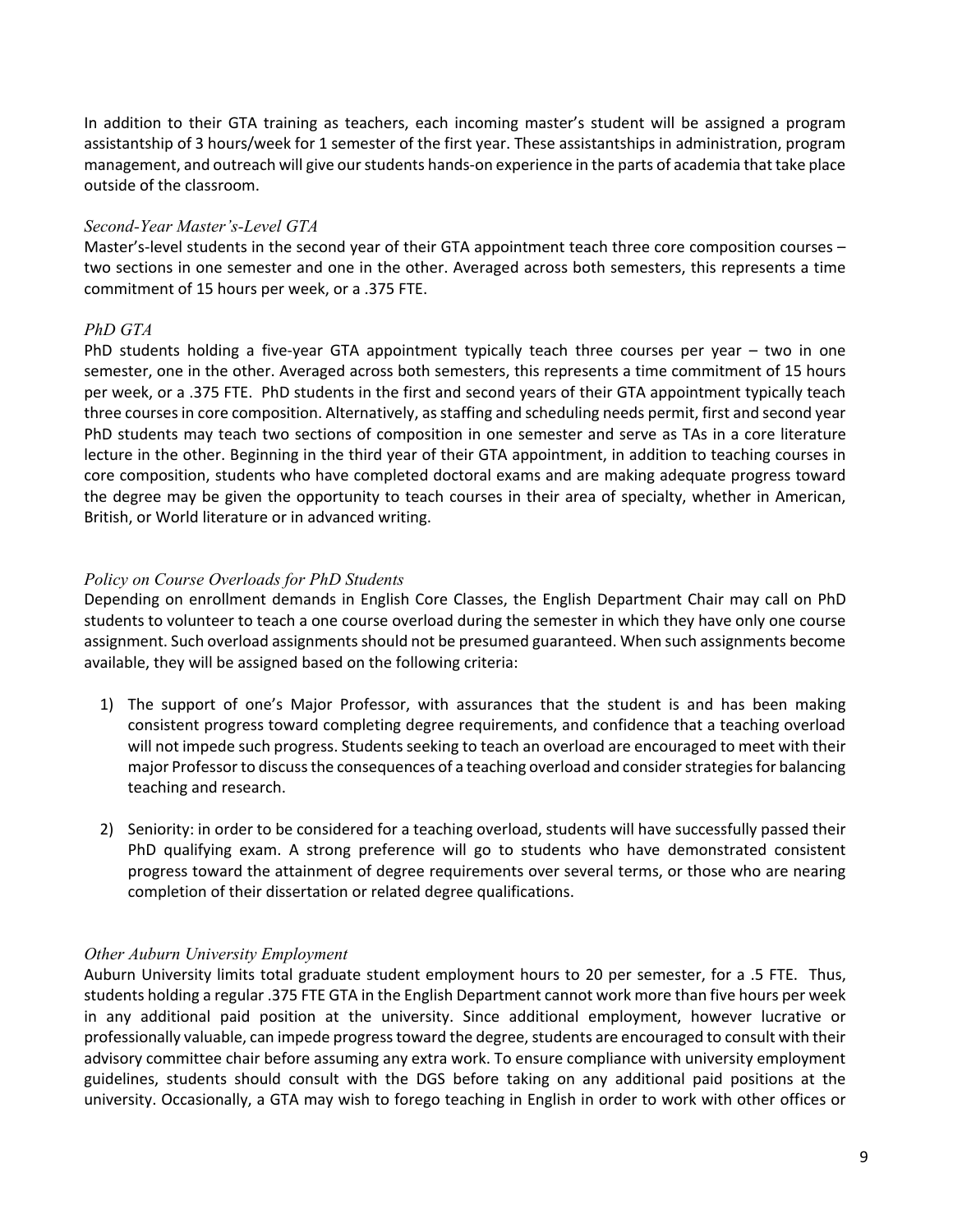In addition to their GTA training as teachers, each incoming master's student will be assigned a program assistantship of 3 hours/week for 1 semester of the first year. These assistantships in administration, program management, and outreach will give our students hands-on experience in the parts of academia that take place outside of the classroom.

*Second-Year Master's-Level GTA*

Master's-level students in the second year of their GTA appointment teach three core composition courses – two sections in one semester and one in the other. Averaged across both semesters, this represents a time commitment of 15 hours per week, or a .375 FTE.

*PhD GTA*

PhD students holding a five-year GTA appointment typically teach three courses per year – two in one semester, one in the other. Averaged across both semesters, this represents a time commitment of 15 hours per week, or a .375 FTE. PhD students in the first and second years of their GTA appointment typically teach three courses in core composition. Alternatively, as staffing and scheduling needs permit, first and second year PhD students may teach two sections of composition in one semester and serve as TAs in a core literature lecture in the other. Beginning in the third year of their GTA appointment, in addition to teaching courses in core composition, students who have completed doctoral exams and are making adequate progress toward the degree may be given the opportunity to teach courses in their area of specialty, whether in American, British, or World literature or in advanced writing.

*Policy on Course Overloads for PhD Students*

Depending on enrollment demands in English Core Classes, the English Department Chair may call on PhD students to volunteer to teach a one course overload during the semester in which they have only one course assignment. Such overload assignments should not be presumed guaranteed. When such assignments become available, they will be assigned based on the following criteria:

1) The support of one's Major Professor, with assurances that the student is and has been making consistent progress toward completing degree requirements, and confidence that a teaching overload will not impede such progress. Students seeking to teach an overload are encouraged to meet with their major Professor to discuss the consequences of a teaching overload and consider strategies for balancing teaching and research.

2) Seniority: in order to be considered for a teaching overload, students will have successfully passed their PhD qualifying exam. A strong preference will go to students who have demonstrated consistent progress toward the attainment of degree requirements over several terms, or those who are nearing completion of their dissertation or related degree qualifications.

*Other Auburn University Employment*

Auburn University limits total graduate student employment hours to 20 per semester, for a .5 FTE. Thus, students holding a regular .375 FTE GTA in the English Department cannot work more than five hours per week in any additional paid position at the university. Since additional employment, however lucrative or professionally valuable, can impede progress toward the degree, students are encouraged to consult with their advisory committee chair before assuming any extra work. To ensure compliance with university employment guidelines, students should consult with the DGS before taking on any additional paid positions at the university. Occasionally, a GTA may wish to forego teaching in English in order to work with other offices or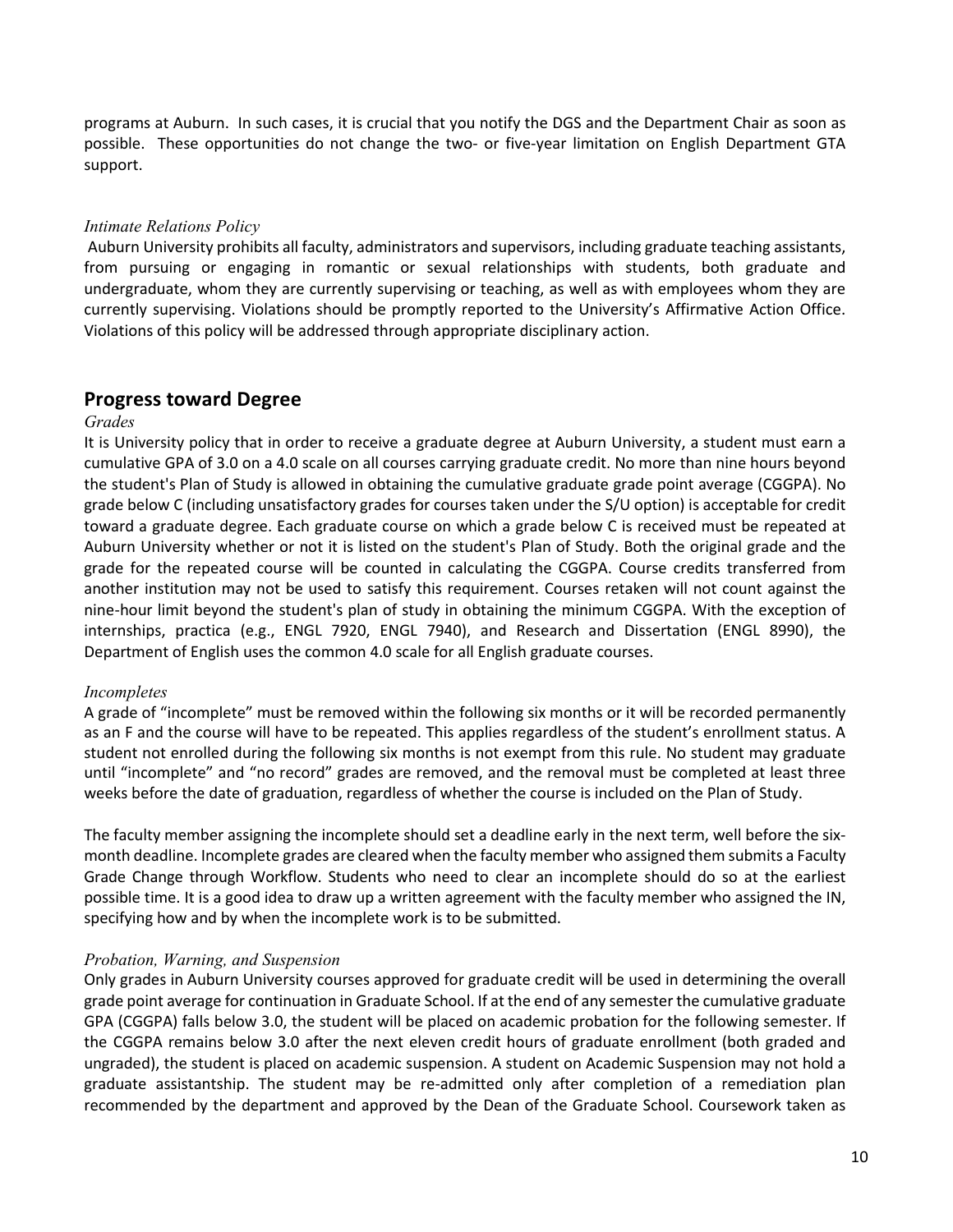programs at Auburn. In such cases, it is crucial that you notify the DGS and the Department Chair as soon as possible. These opportunities do not change the two- or five-year limitation on English Department GTA support.

*Intimate Relations Policy*

Auburn University prohibits all faculty, administrators and supervisors, including graduate teaching assistants, from pursuing or engaging in romantic or sexual relationships with students, both graduate and undergraduate, whom they are currently supervising or teaching, as well as with employees whom they are currently supervising. Violations should be promptly reported to the University's Affirmative Action Office. Violations of this policy will be addressed through appropriate disciplinary action.

## Progress toward Degree

*Grades*

It is University policy that in order to receive a graduate degree at Auburn University, a student must earn a cumulative GPA of 3.0 on a 4.0 scale on all courses carrying graduate credit. No more than nine hours beyond the student's Plan of Study is allowed in obtaining the cumulative graduate grade point average (CGGPA). No grade below C (including unsatisfactory grades for courses taken under the S/U option) is acceptable for credit toward a graduate degree. Each graduate course on which a grade below C is received must be repeated at Auburn University whether or not it is listed on the student's Plan of Study. Both the original grade and the grade for the repeated course will be counted in calculating the CGGPA. Course credits transferred from another institution may not be used to satisfy this requirement. Courses retaken will not count against the nine-hour limit beyond the student's plan of study in obtaining the minimum CGGPA. With the exception of internships, practica (e.g., ENGL 7920, ENGL 7940), and Research and Dissertation (ENGL 8990), the Department of English uses the common 4.0 scale for all English graduate courses.

*Incompletes*

A grade of "incomplete" must be removed within the following six months or it will be recorded permanently as an F and the course will have to be repeated. This applies regardless of the student's enrollment status. A student not enrolled during the following six months is not exempt from this rule. No student may graduate until "incomplete" and "no record" grades are removed, and the removal must be completed at least three weeks before the date of graduation, regardless of whether the course is included on the Plan of Study.

The faculty member assigning the incomplete should set a deadline early in the next term, well before the six-month deadline. Incomplete grades are cleared when the faculty member who assigned them submits a Faculty Grade Change through Workflow. Students who need to clear an incomplete should do so at the earliest possible time. It is a good idea to draw up a written agreement with the faculty member who assigned the IN, specifying how and by when the incomplete work is to be submitted.

*Probation, Warning, and Suspension*

Only grades in Auburn University courses approved for graduate credit will be used in determining the overall grade point average for continuation in Graduate School. If at the end of any semester the cumulative graduate GPA (CGGPA) falls below 3.0, the student will be placed on academic probation for the following semester. If the CGGPA remains below 3.0 after the next eleven credit hours of graduate enrollment (both graded and ungraded), the student is placed on academic suspension. A student on Academic Suspension may not hold a graduate assistantship. The student may be re-admitted only after completion of a remediation plan recommended by the department and approved by the Dean of the Graduate School. Coursework taken as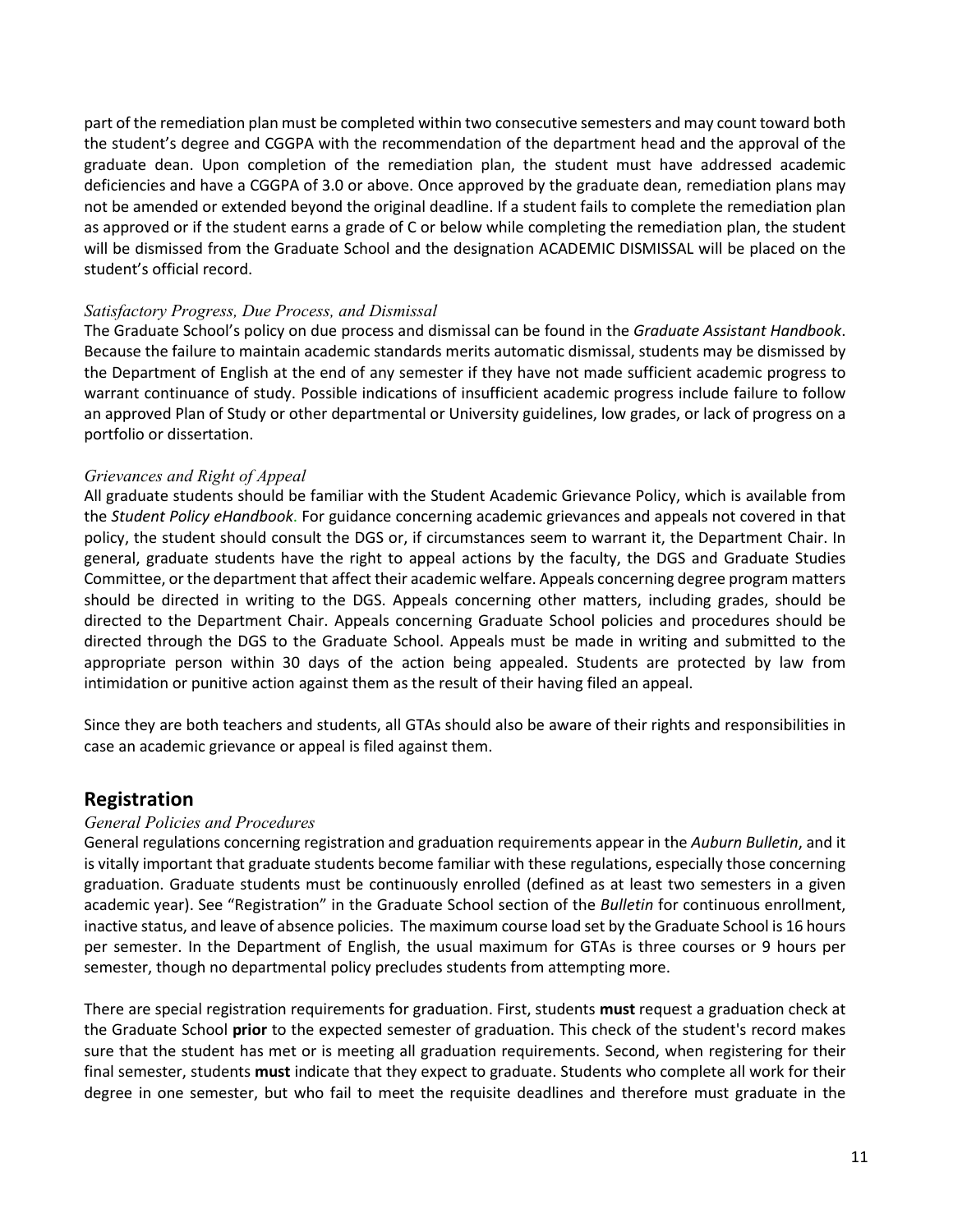part of the remediation plan must be completed within two consecutive semesters and may count toward both the student's degree and CGGPA with the recommendation of the department head and the approval of the graduate dean. Upon completion of the remediation plan, the student must have addressed academic deficiencies and have a CGGPA of 3.0 or above. Once approved by the graduate dean, remediation plans may not be amended or extended beyond the original deadline. If a student fails to complete the remediation plan as approved or if the student earns a grade of C or below while completing the remediation plan, the student will be dismissed from the Graduate School and the designation ACADEMIC DISMISSAL will be placed on the student's official record.

### *Satisfactory Progress, Due Process, and Dismissal*

The Graduate School's policy on due process and dismissal can be found in the *Graduate Assistant Handbook*. Because the failure to maintain academic standards merits automatic dismissal, students may be dismissed by the Department of English at the end of any semester if they have not made sufficient academic progress to warrant continuance of study. Possible indications of insufficient academic progress include failure to follow an approved Plan of Study or other departmental or University guidelines, low grades, or lack of progress on a portfolio or dissertation.

### *Grievances and Right of Appeal*

All graduate students should be familiar with the Student Academic Grievance Policy, which is available from the *Student Policy eHandbook*. For guidance concerning academic grievances and appeals not covered in that policy, the student should consult the DGS or, if circumstances seem to warrant it, the Department Chair. In general, graduate students have the right to appeal actions by the faculty, the DGS and Graduate Studies Committee, or the department that affect their academic welfare. Appeals concerning degree program matters should be directed in writing to the DGS. Appeals concerning other matters, including grades, should be directed to the Department Chair. Appeals concerning Graduate School policies and procedures should be directed through the DGS to the Graduate School. Appeals must be made in writing and submitted to the appropriate person within 30 days of the action being appealed. Students are protected by law from intimidation or punitive action against them as the result of their having filed an appeal.

Since they are both teachers and students, all GTAs should also be aware of their rights and responsibilities in case an academic grievance or appeal is filed against them.

## Registration

### *General Policies and Procedures*

General regulations concerning registration and graduation requirements appear in the *Auburn Bulletin*, and it is vitally important that graduate students become familiar with these regulations, especially those concerning graduation. Graduate students must be continuously enrolled (defined as at least two semesters in a given academic year). See "Registration" in the Graduate School section of the *Bulletin* for continuous enrollment, inactive status, and leave of absence policies. The maximum course load set by the Graduate School is 16 hours per semester. In the Department of English, the usual maximum for GTAs is three courses or 9 hours per semester, though no departmental policy precludes students from attempting more.

There are special registration requirements for graduation. First, students **must** request a graduation check at the Graduate School **prior** to the expected semester of graduation. This check of the student's record makes sure that the student has met or is meeting all graduation requirements. Second, when registering for their final semester, students **must** indicate that they expect to graduate. Students who complete all work for their degree in one semester, but who fail to meet the requisite deadlines and therefore must graduate in the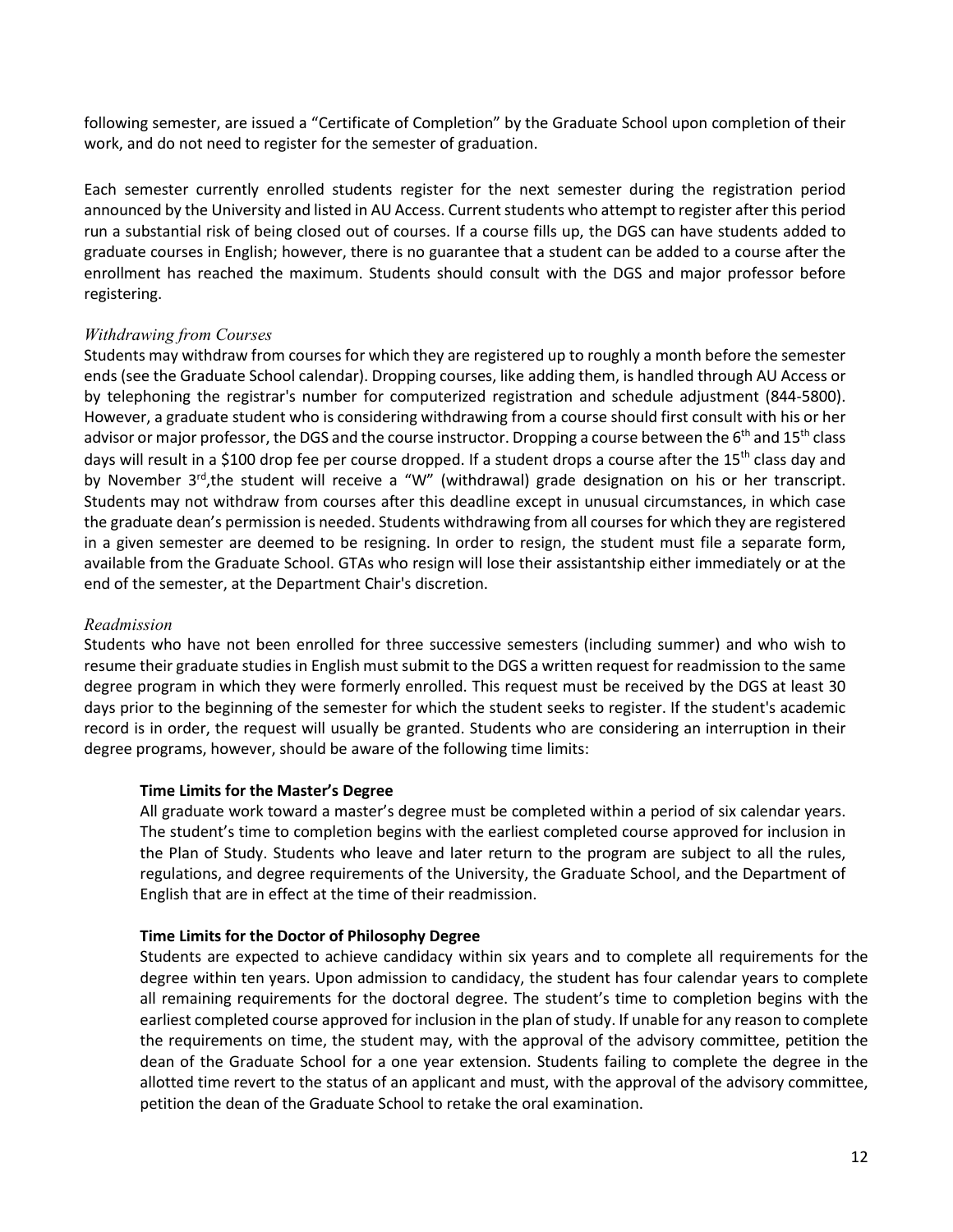following semester, are issued a "Certificate of Completion" by the Graduate School upon completion of their work, and do not need to register for the semester of graduation.

Each semester currently enrolled students register for the next semester during the registration period announced by the University and listed in AU Access. Current students who attempt to register after this period run a substantial risk of being closed out of courses. If a course fills up, the DGS can have students added to graduate courses in English; however, there is no guarantee that a student can be added to a course after the enrollment has reached the maximum. Students should consult with the DGS and major professor before registering.

*Withdrawing from Courses*

Students may withdraw from courses for which they are registered up to roughly a month before the semester ends (see the Graduate School calendar). Dropping courses, like adding them, is handled through AU Access or by telephoning the registrar's number for computerized registration and schedule adjustment (844-5800). However, a graduate student who is considering withdrawing from a course should first consult with his or her advisor or major professor, the DGS and the course instructor. Dropping a course between the 6th and 15th class days will result in a $100 drop fee per course dropped. If a student drops a course after the 15th class day and by November 3rd,the student will receive a "W" (withdrawal) grade designation on his or her transcript. Students may not withdraw from courses after this deadline except in unusual circumstances, in which case the graduate dean's permission is needed. Students withdrawing from all courses for which they are registered in a given semester are deemed to be resigning. In order to resign, the student must file a separate form, available from the Graduate School. GTAs who resign will lose their assistantship either immediately or at the end of the semester, at the Department Chair's discretion.

*Readmission*

Students who have not been enrolled for three successive semesters (including summer) and who wish to resume their graduate studies in English must submit to the DGS a written request for readmission to the same degree program in which they were formerly enrolled. This request must be received by the DGS at least 30 days prior to the beginning of the semester for which the student seeks to register. If the student's academic record is in order, the request will usually be granted. Students who are considering an interruption in their degree programs, however, should be aware of the following time limits:

**Time Limits for the Master's Degree**

All graduate work toward a master's degree must be completed within a period of six calendar years. The student's time to completion begins with the earliest completed course approved for inclusion in the Plan of Study. Students who leave and later return to the program are subject to all the rules, regulations, and degree requirements of the University, the Graduate School, and the Department of English that are in effect at the time of their readmission.

**Time Limits for the Doctor of Philosophy Degree**

Students are expected to achieve candidacy within six years and to complete all requirements for the degree within ten years. Upon admission to candidacy, the student has four calendar years to complete all remaining requirements for the doctoral degree. The student's time to completion begins with the earliest completed course approved for inclusion in the plan of study. If unable for any reason to complete the requirements on time, the student may, with the approval of the advisory committee, petition the dean of the Graduate School for a one year extension. Students failing to complete the degree in the allotted time revert to the status of an applicant and must, with the approval of the advisory committee, petition the dean of the Graduate School to retake the oral examination.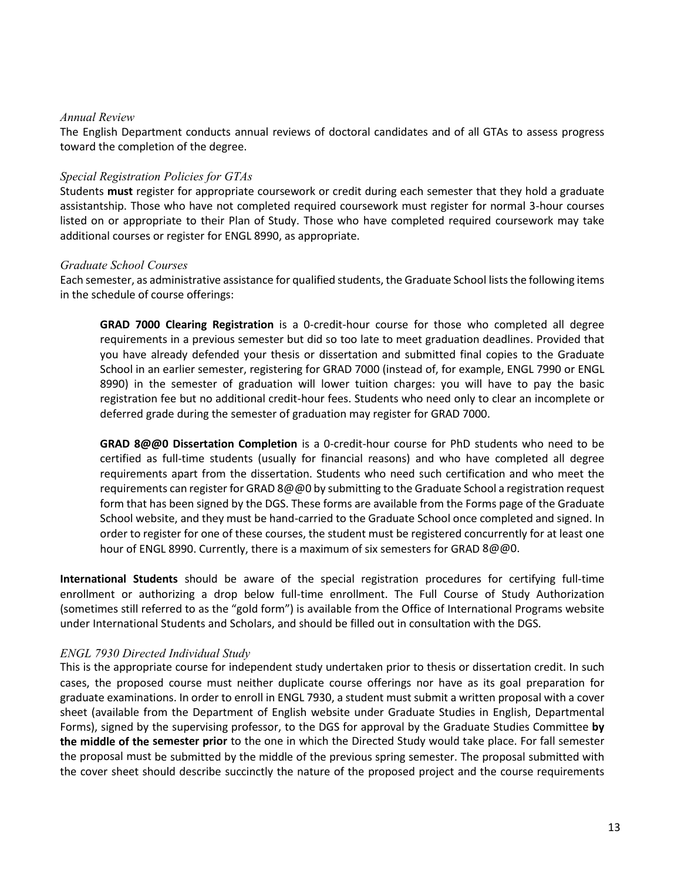*Annual Review*

The English Department conducts annual reviews of doctoral candidates and of all GTAs to assess progress toward the completion of the degree.

*Special Registration Policies for GTAs*

Students **must** register for appropriate coursework or credit during each semester that they hold a graduate assistantship. Those who have not completed required coursework must register for normal 3-hour courses listed on or appropriate to their Plan of Study. Those who have completed required coursework may take additional courses or register for ENGL 8990, as appropriate.

*Graduate School Courses*

Each semester, as administrative assistance for qualified students, the Graduate School lists the following items in the schedule of course offerings:

> **GRAD 7000 Clearing Registration** is a 0-credit-hour course for those who completed all degree requirements in a previous semester but did so too late to meet graduation deadlines. Provided that you have already defended your thesis or dissertation and submitted final copies to the Graduate School in an earlier semester, registering for GRAD 7000 (instead of, for example, ENGL 7990 or ENGL 8990) in the semester of graduation will lower tuition charges: you will have to pay the basic registration fee but no additional credit-hour fees. Students who need only to clear an incomplete or deferred grade during the semester of graduation may register for GRAD 7000.
>
> **GRAD 8@@0 Dissertation Completion** is a 0-credit-hour course for PhD students who need to be certified as full-time students (usually for financial reasons) and who have completed all degree requirements apart from the dissertation. Students who need such certification and who meet the requirements can register for GRAD 8@@0 by submitting to the Graduate School a registration request form that has been signed by the DGS. These forms are available from the Forms page of the Graduate School website, and they must be hand-carried to the Graduate School once completed and signed. In order to register for one of these courses, the student must be registered concurrently for at least one hour of ENGL 8990. Currently, there is a maximum of six semesters for GRAD 8@@0.

**International Students** should be aware of the special registration procedures for certifying full-time enrollment or authorizing a drop below full-time enrollment. The Full Course of Study Authorization (sometimes still referred to as the "gold form") is available from the Office of International Programs website under International Students and Scholars, and should be filled out in consultation with the DGS.

*ENGL 7930 Directed Individual Study*

This is the appropriate course for independent study undertaken prior to thesis or dissertation credit. In such cases, the proposed course must neither duplicate course offerings nor have as its goal preparation for graduate examinations. In order to enroll in ENGL 7930, a student must submit a written proposal with a cover sheet (available from the Department of English website under Graduate Studies in English, Departmental Forms), signed by the supervising professor, to the DGS for approval by the Graduate Studies Committee **by the middle of the semester prior** to the one in which the Directed Study would take place. For fall semester the proposal must be submitted by the middle of the previous spring semester. The proposal submitted with the cover sheet should describe succinctly the nature of the proposed project and the course requirements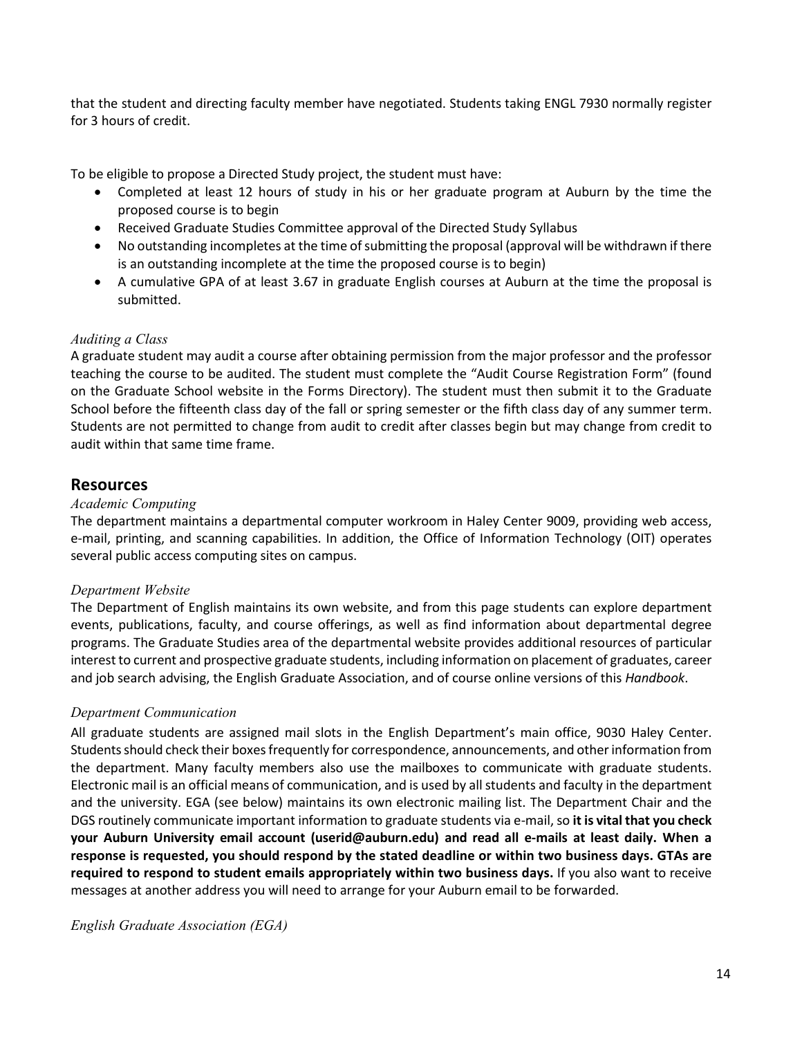that the student and directing faculty member have negotiated. Students taking ENGL 7930 normally register for 3 hours of credit.

To be eligible to propose a Directed Study project, the student must have:

- Completed at least 12 hours of study in his or her graduate program at Auburn by the time the proposed course is to begin
- Received Graduate Studies Committee approval of the Directed Study Syllabus
- No outstanding incompletes at the time of submitting the proposal (approval will be withdrawn if there is an outstanding incomplete at the time the proposed course is to begin)
- A cumulative GPA of at least 3.67 in graduate English courses at Auburn at the time the proposal is submitted.

*Auditing a Class*

A graduate student may audit a course after obtaining permission from the major professor and the professor teaching the course to be audited. The student must complete the "Audit Course Registration Form" (found on the Graduate School website in the Forms Directory). The student must then submit it to the Graduate School before the fifteenth class day of the fall or spring semester or the fifth class day of any summer term. Students are not permitted to change from audit to credit after classes begin but may change from credit to audit within that same time frame.

## Resources

*Academic Computing*

The department maintains a departmental computer workroom in Haley Center 9009, providing web access, e-mail, printing, and scanning capabilities. In addition, the Office of Information Technology (OIT) operates several public access computing sites on campus.

*Department Website*

The Department of English maintains its own website, and from this page students can explore department events, publications, faculty, and course offerings, as well as find information about departmental degree programs. The Graduate Studies area of the departmental website provides additional resources of particular interest to current and prospective graduate students, including information on placement of graduates, career and job search advising, the English Graduate Association, and of course online versions of this *Handbook*.

*Department Communication*

All graduate students are assigned mail slots in the English Department's main office, 9030 Haley Center. Students should check their boxes frequently for correspondence, announcements, and other information from the department. Many faculty members also use the mailboxes to communicate with graduate students. Electronic mail is an official means of communication, and is used by all students and faculty in the department and the university. EGA (see below) maintains its own electronic mailing list. The Department Chair and the DGS routinely communicate important information to graduate students via e-mail, so **it is vital that you check your Auburn University email account (userid@auburn.edu) and read all e-mails at least daily. When a response is requested, you should respond by the stated deadline or within two business days. GTAs are required to respond to student emails appropriately within two business days.** If you also want to receive messages at another address you will need to arrange for your Auburn email to be forwarded.

*English Graduate Association (EGA)*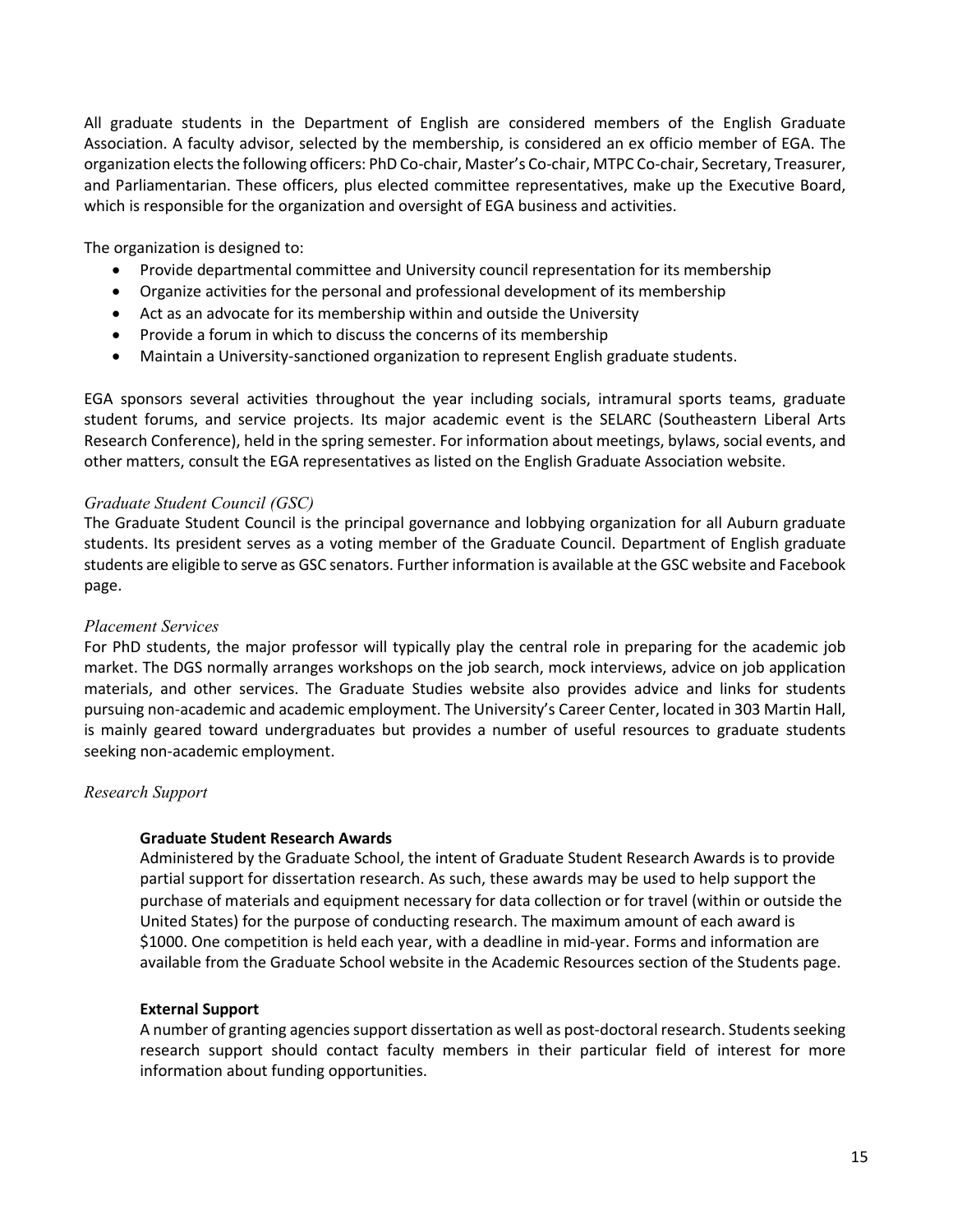All graduate students in the Department of English are considered members of the English Graduate Association. A faculty advisor, selected by the membership, is considered an ex officio member of EGA. The organization elects the following officers: PhD Co-chair, Master's Co-chair, MTPC Co-chair, Secretary, Treasurer, and Parliamentarian. These officers, plus elected committee representatives, make up the Executive Board, which is responsible for the organization and oversight of EGA business and activities.

The organization is designed to:

- Provide departmental committee and University council representation for its membership
- Organize activities for the personal and professional development of its membership
- Act as an advocate for its membership within and outside the University
- Provide a forum in which to discuss the concerns of its membership
- Maintain a University-sanctioned organization to represent English graduate students.

EGA sponsors several activities throughout the year including socials, intramural sports teams, graduate student forums, and service projects. Its major academic event is the SELARC (Southeastern Liberal Arts Research Conference), held in the spring semester. For information about meetings, bylaws, social events, and other matters, consult the EGA representatives as listed on the English Graduate Association website.

### *Graduate Student Council (GSC)*

The Graduate Student Council is the principal governance and lobbying organization for all Auburn graduate students. Its president serves as a voting member of the Graduate Council. Department of English graduate students are eligible to serve as GSC senators. Further information is available at the GSC website and Facebook page.

### *Placement Services*

For PhD students, the major professor will typically play the central role in preparing for the academic job market. The DGS normally arranges workshops on the job search, mock interviews, advice on job application materials, and other services. The Graduate Studies website also provides advice and links for students pursuing non-academic and academic employment. The University's Career Center, located in 303 Martin Hall, is mainly geared toward undergraduates but provides a number of useful resources to graduate students seeking non-academic employment.

### *Research Support*

#### **Graduate Student Research Awards**

Administered by the Graduate School, the intent of Graduate Student Research Awards is to provide partial support for dissertation research. As such, these awards may be used to help support the purchase of materials and equipment necessary for data collection or for travel (within or outside the United States) for the purpose of conducting research. The maximum amount of each award is $1000. One competition is held each year, with a deadline in mid-year. Forms and information are available from the Graduate School website in the Academic Resources section of the Students page.

#### **External Support**

A number of granting agencies support dissertation as well as post-doctoral research. Students seeking research support should contact faculty members in their particular field of interest for more information about funding opportunities.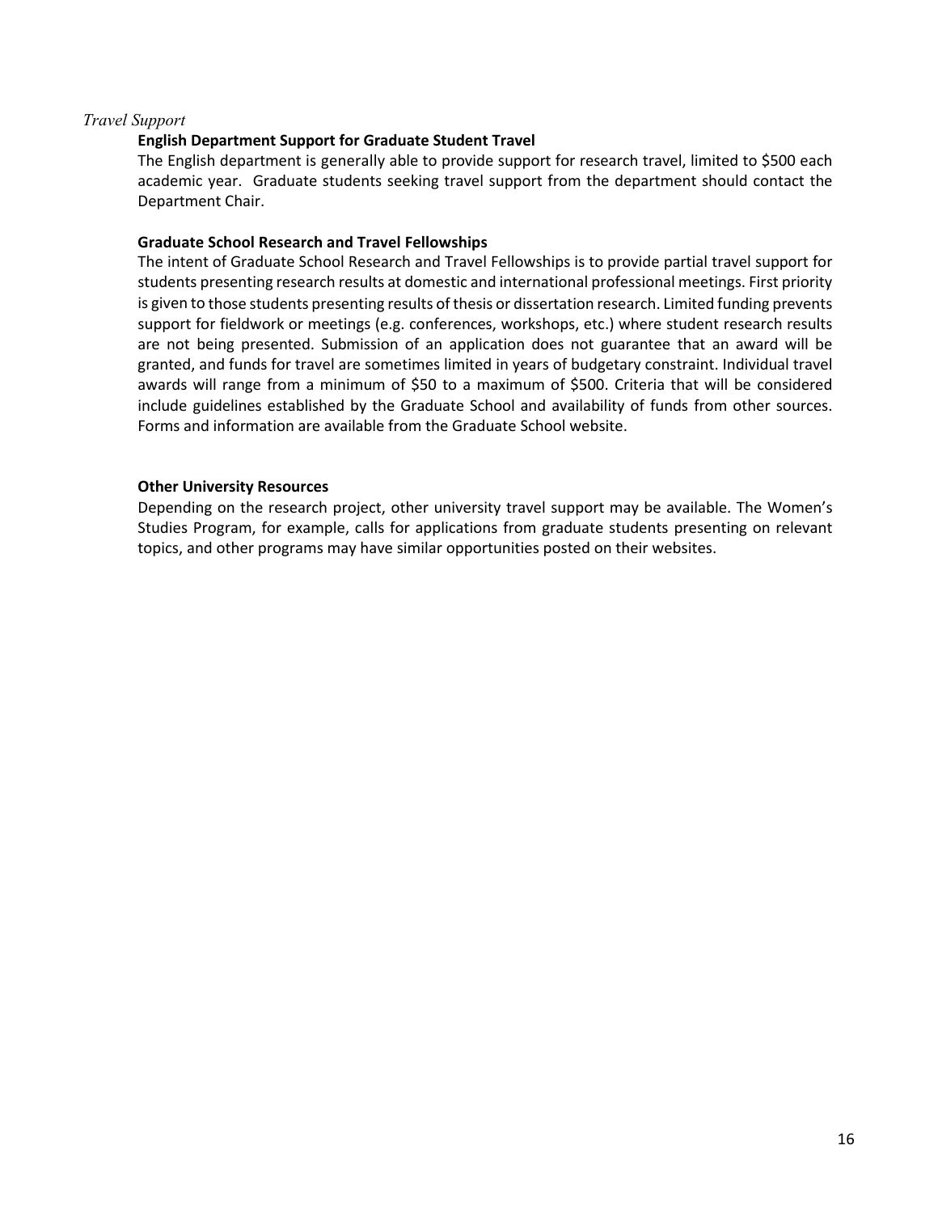*Travel Support*

**English Department Support for Graduate Student Travel**

The English department is generally able to provide support for research travel, limited to $500 each academic year. Graduate students seeking travel support from the department should contact the Department Chair.

**Graduate School Research and Travel Fellowships**

The intent of Graduate School Research and Travel Fellowships is to provide partial travel support for students presenting research results at domestic and international professional meetings. First priority is given to those students presenting results of thesis or dissertation research. Limited funding prevents support for fieldwork or meetings (e.g. conferences, workshops, etc.) where student research results are not being presented. Submission of an application does not guarantee that an award will be granted, and funds for travel are sometimes limited in years of budgetary constraint. Individual travel awards will range from a minimum of $50 to a maximum of $500. Criteria that will be considered include guidelines established by the Graduate School and availability of funds from other sources. Forms and information are available from the Graduate School website.

**Other University Resources**

Depending on the research project, other university travel support may be available. The Women's Studies Program, for example, calls for applications from graduate students presenting on relevant topics, and other programs may have similar opportunities posted on their websites.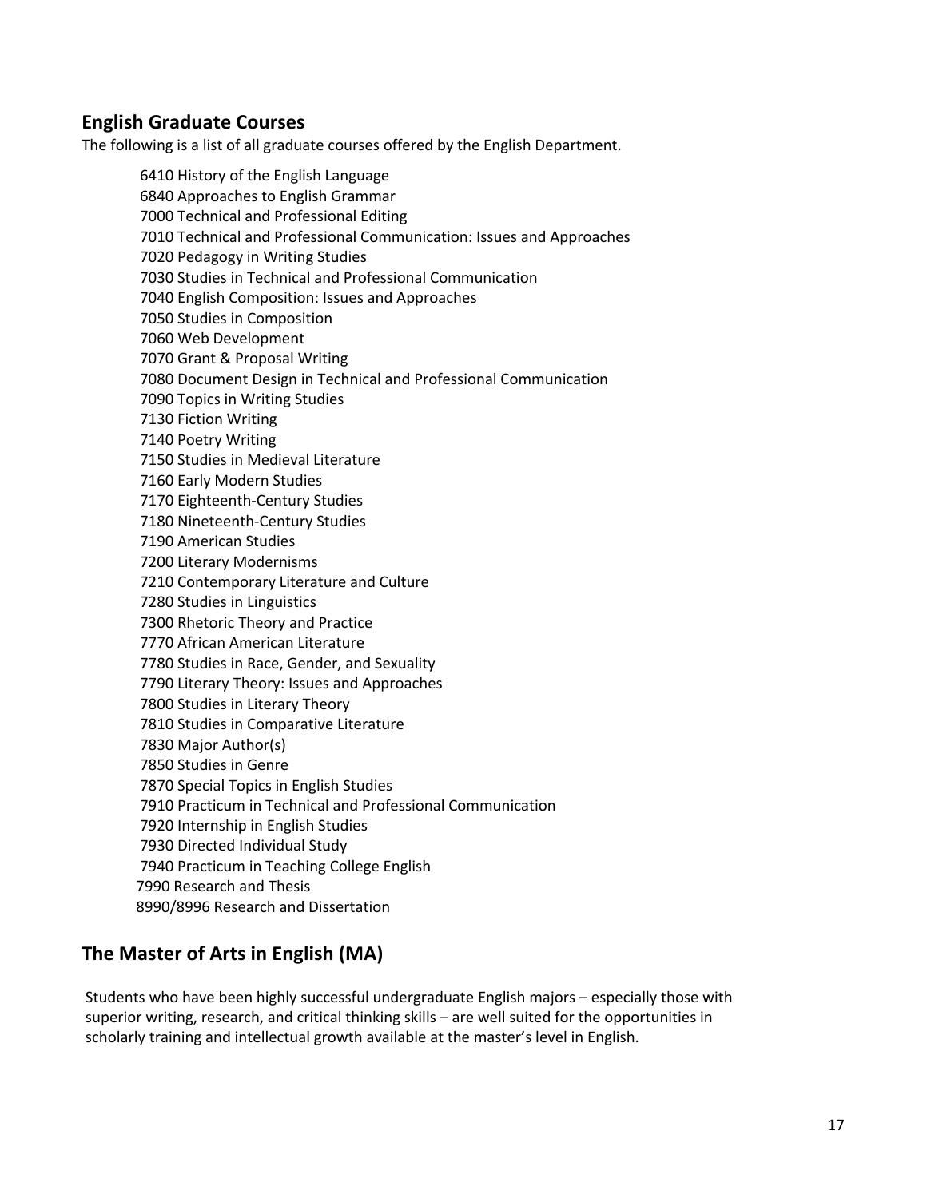## English Graduate Courses

The following is a list of all graduate courses offered by the English Department.

6410 History of the English Language
6840 Approaches to English Grammar
7000 Technical and Professional Editing
7010 Technical and Professional Communication: Issues and Approaches
7020 Pedagogy in Writing Studies
7030 Studies in Technical and Professional Communication
7040 English Composition: Issues and Approaches
7050 Studies in Composition
7060 Web Development
7070 Grant & Proposal Writing
7080 Document Design in Technical and Professional Communication
7090 Topics in Writing Studies
7130 Fiction Writing
7140 Poetry Writing
7150 Studies in Medieval Literature
7160 Early Modern Studies
7170 Eighteenth-Century Studies
7180 Nineteenth-Century Studies
7190 American Studies
7200 Literary Modernisms
7210 Contemporary Literature and Culture
7280 Studies in Linguistics
7300 Rhetoric Theory and Practice
7770 African American Literature
7780 Studies in Race, Gender, and Sexuality
7790 Literary Theory: Issues and Approaches
7800 Studies in Literary Theory
7810 Studies in Comparative Literature
7830 Major Author(s)
7850 Studies in Genre
7870 Special Topics in English Studies
7910 Practicum in Technical and Professional Communication
7920 Internship in English Studies
7930 Directed Individual Study
7940 Practicum in Teaching College English
7990 Research and Thesis
8990/8996 Research and Dissertation

## The Master of Arts in English (MA)

Students who have been highly successful undergraduate English majors – especially those with superior writing, research, and critical thinking skills – are well suited for the opportunities in scholarly training and intellectual growth available at the master's level in English.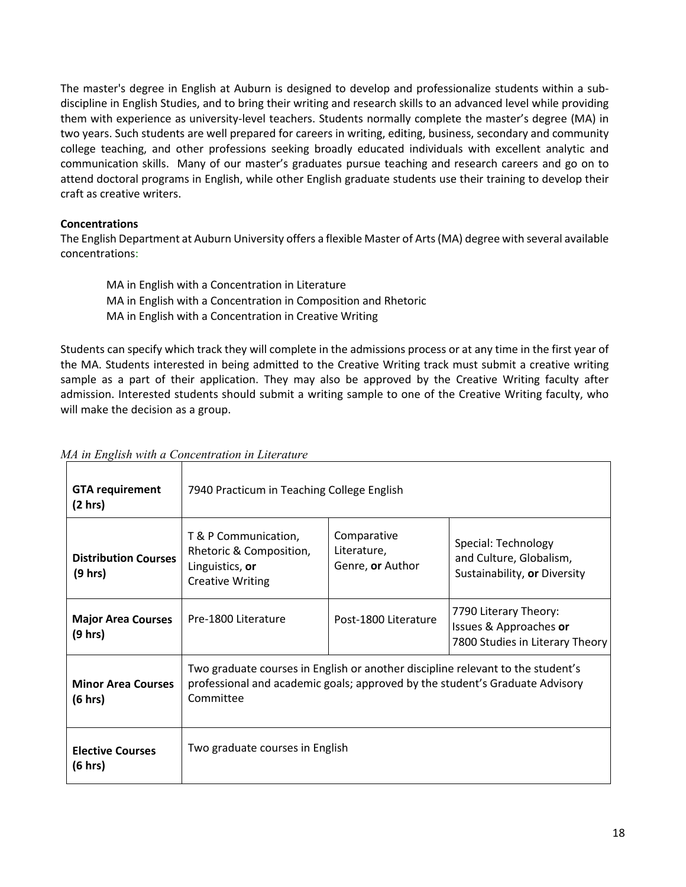The master's degree in English at Auburn is designed to develop and professionalize students within a sub-discipline in English Studies, and to bring their writing and research skills to an advanced level while providing them with experience as university-level teachers. Students normally complete the master's degree (MA) in two years. Such students are well prepared for careers in writing, editing, business, secondary and community college teaching, and other professions seeking broadly educated individuals with excellent analytic and communication skills. Many of our master's graduates pursue teaching and research careers and go on to attend doctoral programs in English, while other English graduate students use their training to develop their craft as creative writers.

**Concentrations**

The English Department at Auburn University offers a flexible Master of Arts (MA) degree with several available concentrations:

MA in English with a Concentration in Literature
MA in English with a Concentration in Composition and Rhetoric
MA in English with a Concentration in Creative Writing

Students can specify which track they will complete in the admissions process or at any time in the first year of the MA. Students interested in being admitted to the Creative Writing track must submit a creative writing sample as a part of their application. They may also be approved by the Creative Writing faculty after admission. Interested students should submit a writing sample to one of the Creative Writing faculty, who will make the decision as a group.

*MA in English with a Concentration in Literature*

| | | | |
|---|---|---|---|
| **GTA requirement (2 hrs)** | 7940 Practicum in Teaching College English | | |
| **Distribution Courses (9 hrs)** | T & P Communication, Rhetoric & Composition, Linguistics, **or** Creative Writing | Comparative Literature, Genre, **or** Author | Special: Technology and Culture, Globalism, Sustainability, **or** Diversity |
| **Major Area Courses (9 hrs)** | Pre-1800 Literature | Post-1800 Literature | 7790 Literary Theory: Issues & Approaches **or** 7800 Studies in Literary Theory |
| **Minor Area Courses (6 hrs)** | Two graduate courses in English or another discipline relevant to the student's professional and academic goals; approved by the student's Graduate Advisory Committee | | |
| **Elective Courses (6 hrs)** | Two graduate courses in English | | |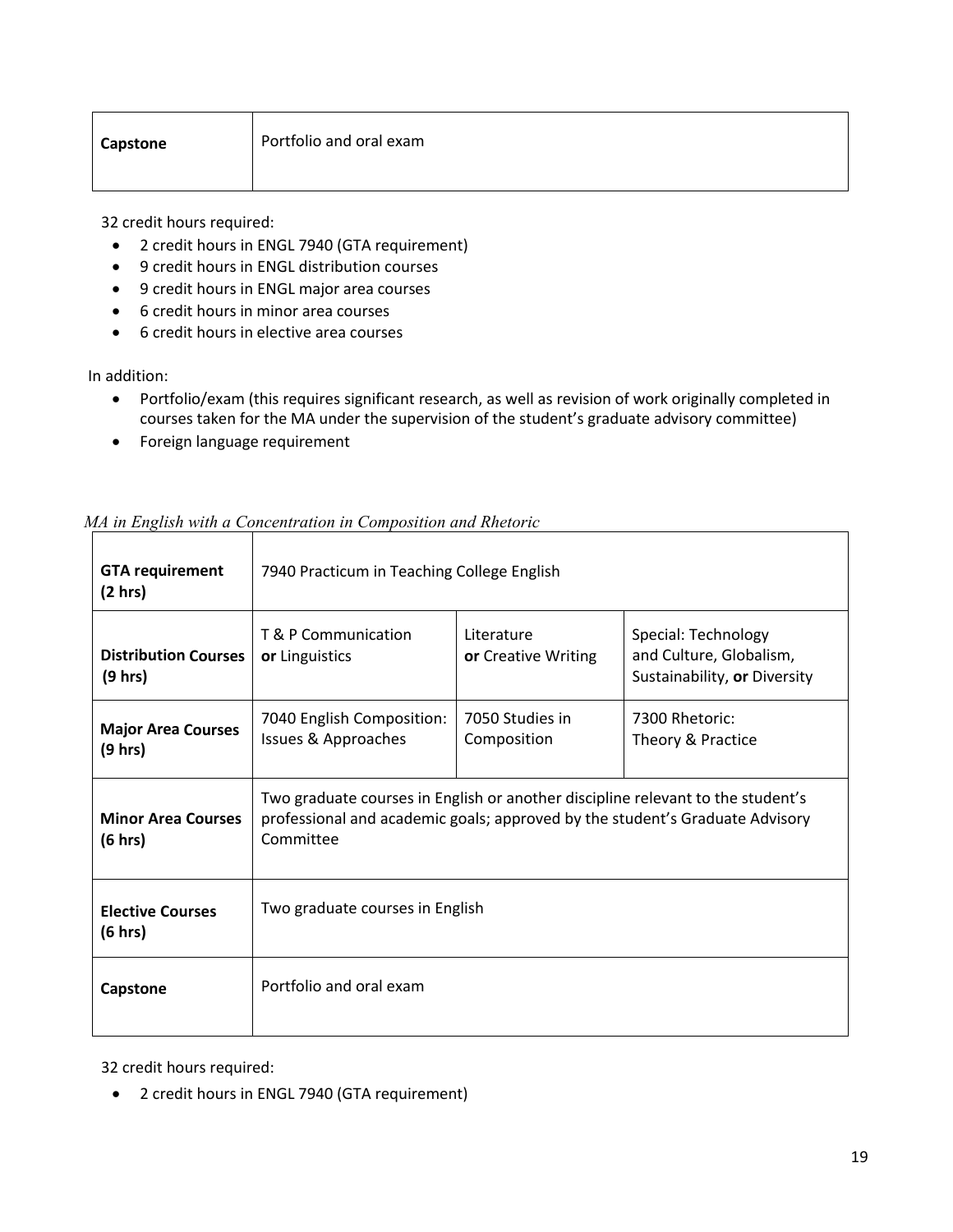| Capstone | Portfolio and oral exam |
|---|---|

32 credit hours required:

- 2 credit hours in ENGL 7940 (GTA requirement)
- 9 credit hours in ENGL distribution courses
- 9 credit hours in ENGL major area courses
- 6 credit hours in minor area courses
- 6 credit hours in elective area courses

In addition:

- Portfolio/exam (this requires significant research, as well as revision of work originally completed in courses taken for the MA under the supervision of the student's graduate advisory committee)
- Foreign language requirement

*MA in English with a Concentration in Composition and Rhetoric*

| | | | |
|---|---|---|---|
| **GTA requirement (2 hrs)** | 7940 Practicum in Teaching College English | | |
| **Distribution Courses (9 hrs)** | T & P Communication **or** Linguistics | Literature **or** Creative Writing | Special: Technology and Culture, Globalism, Sustainability, **or** Diversity |
| **Major Area Courses (9 hrs)** | 7040 English Composition: Issues & Approaches | 7050 Studies in Composition | 7300 Rhetoric: Theory & Practice |
| **Minor Area Courses (6 hrs)** | Two graduate courses in English or another discipline relevant to the student's professional and academic goals; approved by the student's Graduate Advisory Committee | | |
| **Elective Courses (6 hrs)** | Two graduate courses in English | | |
| **Capstone** | Portfolio and oral exam | | |

32 credit hours required:

- 2 credit hours in ENGL 7940 (GTA requirement)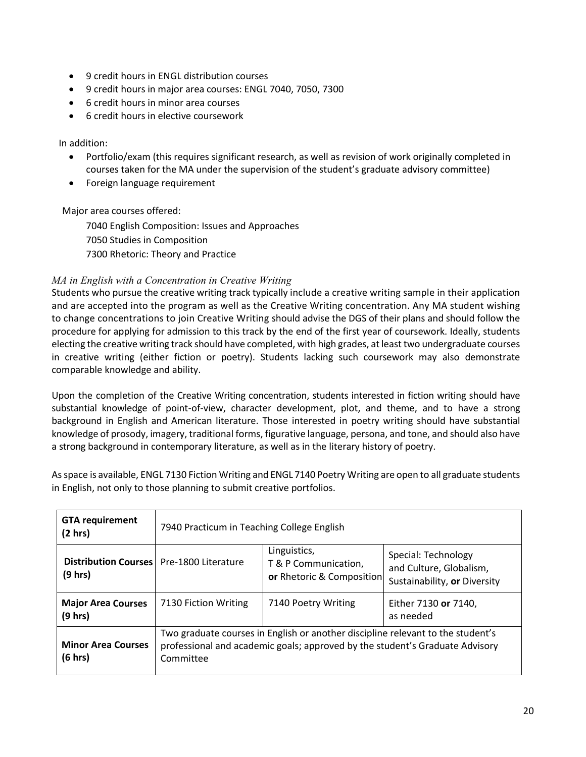- 9 credit hours in ENGL distribution courses
- 9 credit hours in major area courses: ENGL 7040, 7050, 7300
- 6 credit hours in minor area courses
- 6 credit hours in elective coursework

In addition:

- Portfolio/exam (this requires significant research, as well as revision of work originally completed in courses taken for the MA under the supervision of the student's graduate advisory committee)
- Foreign language requirement

Major area courses offered:

7040 English Composition: Issues and Approaches
7050 Studies in Composition
7300 Rhetoric: Theory and Practice

*MA in English with a Concentration in Creative Writing*

Students who pursue the creative writing track typically include a creative writing sample in their application and are accepted into the program as well as the Creative Writing concentration. Any MA student wishing to change concentrations to join Creative Writing should advise the DGS of their plans and should follow the procedure for applying for admission to this track by the end of the first year of coursework. Ideally, students electing the creative writing track should have completed, with high grades, at least two undergraduate courses in creative writing (either fiction or poetry). Students lacking such coursework may also demonstrate comparable knowledge and ability.

Upon the completion of the Creative Writing concentration, students interested in fiction writing should have substantial knowledge of point-of-view, character development, plot, and theme, and to have a strong background in English and American literature. Those interested in poetry writing should have substantial knowledge of prosody, imagery, traditional forms, figurative language, persona, and tone, and should also have a strong background in contemporary literature, as well as in the literary history of poetry.

As space is available, ENGL 7130 Fiction Writing and ENGL 7140 Poetry Writing are open to all graduate students in English, not only to those planning to submit creative portfolios.

| **GTA requirement (2 hrs)** | 7940 Practicum in Teaching College English | | |
|---|---|---|---|
| **Distribution Courses (9 hrs)** | Pre-1800 Literature | Linguistics, T & P Communication, **or** Rhetoric & Composition | Special: Technology and Culture, Globalism, Sustainability, **or** Diversity |
| **Major Area Courses (9 hrs)** | 7130 Fiction Writing | 7140 Poetry Writing | Either 7130 **or** 7140, as needed |
| **Minor Area Courses (6 hrs)** | Two graduate courses in English or another discipline relevant to the student's professional and academic goals; approved by the student's Graduate Advisory Committee | | |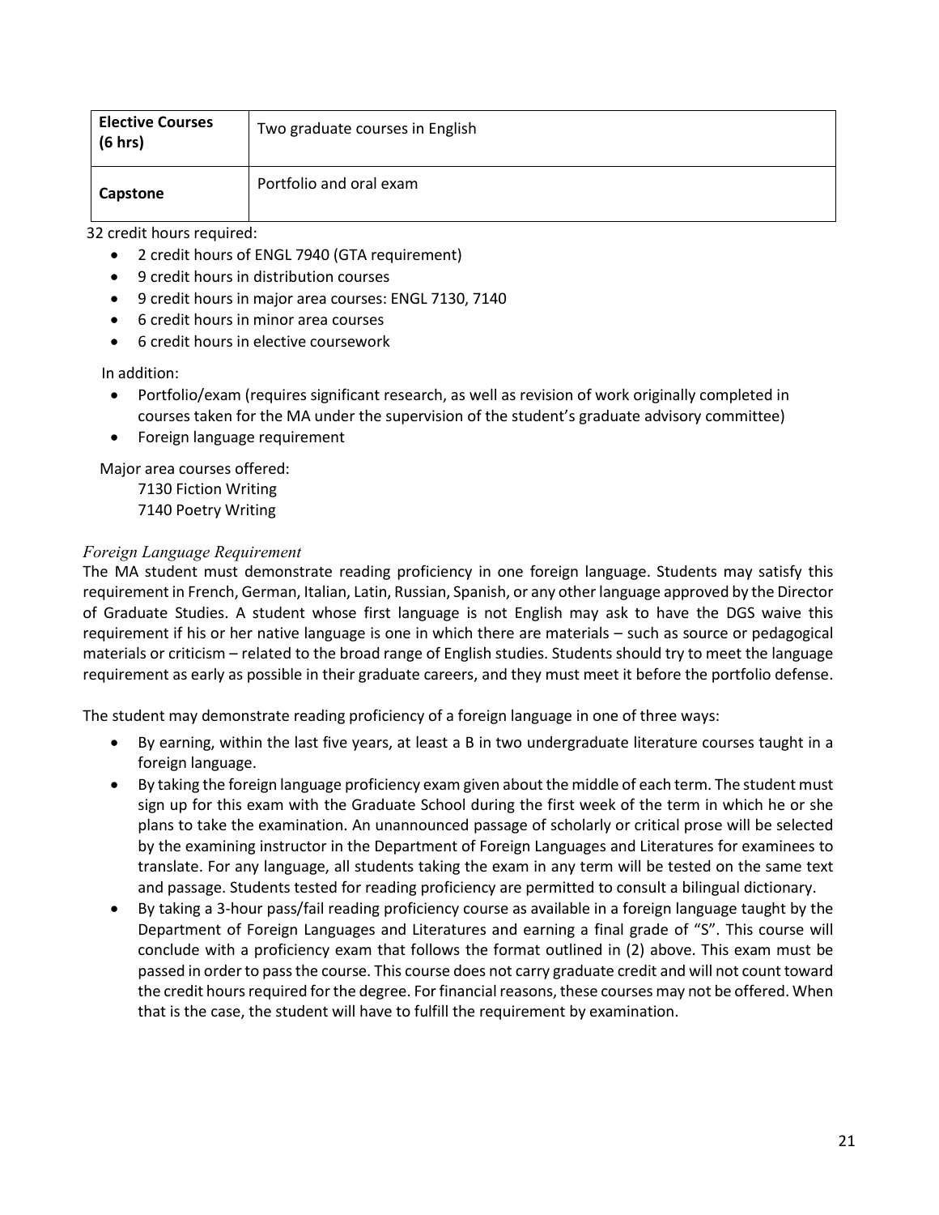| Elective Courses (6 hrs) | Two graduate courses in English |
| --- | --- |
| **Capstone** | Portfolio and oral exam |

32 credit hours required:

- 2 credit hours of ENGL 7940 (GTA requirement)
- 9 credit hours in distribution courses
- 9 credit hours in major area courses: ENGL 7130, 7140
- 6 credit hours in minor area courses
- 6 credit hours in elective coursework

In addition:

- Portfolio/exam (requires significant research, as well as revision of work originally completed in courses taken for the MA under the supervision of the student's graduate advisory committee)
- Foreign language requirement

Major area courses offered:

7130 Fiction Writing
7140 Poetry Writing

*Foreign Language Requirement*

The MA student must demonstrate reading proficiency in one foreign language. Students may satisfy this requirement in French, German, Italian, Latin, Russian, Spanish, or any other language approved by the Director of Graduate Studies. A student whose first language is not English may ask to have the DGS waive this requirement if his or her native language is one in which there are materials – such as source or pedagogical materials or criticism – related to the broad range of English studies. Students should try to meet the language requirement as early as possible in their graduate careers, and they must meet it before the portfolio defense.

The student may demonstrate reading proficiency of a foreign language in one of three ways:

- By earning, within the last five years, at least a B in two undergraduate literature courses taught in a foreign language.
- By taking the foreign language proficiency exam given about the middle of each term. The student must sign up for this exam with the Graduate School during the first week of the term in which he or she plans to take the examination. An unannounced passage of scholarly or critical prose will be selected by the examining instructor in the Department of Foreign Languages and Literatures for examinees to translate. For any language, all students taking the exam in any term will be tested on the same text and passage. Students tested for reading proficiency are permitted to consult a bilingual dictionary.
- By taking a 3-hour pass/fail reading proficiency course as available in a foreign language taught by the Department of Foreign Languages and Literatures and earning a final grade of "S". This course will conclude with a proficiency exam that follows the format outlined in (2) above. This exam must be passed in order to pass the course. This course does not carry graduate credit and will not count toward the credit hours required for the degree. For financial reasons, these courses may not be offered. When that is the case, the student will have to fulfill the requirement by examination.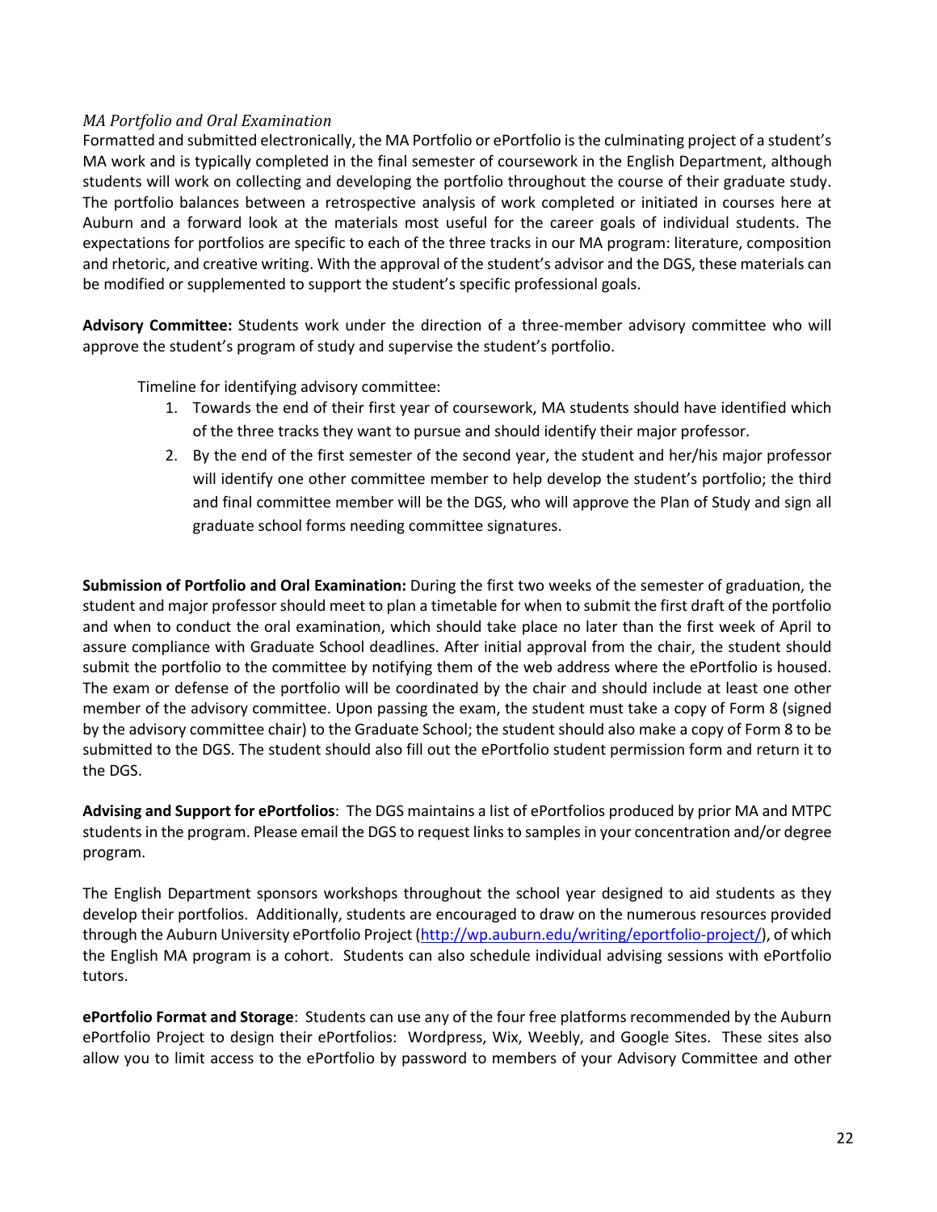*MA Portfolio and Oral Examination*

Formatted and submitted electronically, the MA Portfolio or ePortfolio is the culminating project of a student's MA work and is typically completed in the final semester of coursework in the English Department, although students will work on collecting and developing the portfolio throughout the course of their graduate study. The portfolio balances between a retrospective analysis of work completed or initiated in courses here at Auburn and a forward look at the materials most useful for the career goals of individual students. The expectations for portfolios are specific to each of the three tracks in our MA program: literature, composition and rhetoric, and creative writing. With the approval of the student's advisor and the DGS, these materials can be modified or supplemented to support the student's specific professional goals.

**Advisory Committee:** Students work under the direction of a three-member advisory committee who will approve the student's program of study and supervise the student's portfolio.

Timeline for identifying advisory committee:

1. Towards the end of their first year of coursework, MA students should have identified which of the three tracks they want to pursue and should identify their major professor.
2. By the end of the first semester of the second year, the student and her/his major professor will identify one other committee member to help develop the student's portfolio; the third and final committee member will be the DGS, who will approve the Plan of Study and sign all graduate school forms needing committee signatures.

**Submission of Portfolio and Oral Examination:** During the first two weeks of the semester of graduation, the student and major professor should meet to plan a timetable for when to submit the first draft of the portfolio and when to conduct the oral examination, which should take place no later than the first week of April to assure compliance with Graduate School deadlines. After initial approval from the chair, the student should submit the portfolio to the committee by notifying them of the web address where the ePortfolio is housed. The exam or defense of the portfolio will be coordinated by the chair and should include at least one other member of the advisory committee. Upon passing the exam, the student must take a copy of Form 8 (signed by the advisory committee chair) to the Graduate School; the student should also make a copy of Form 8 to be submitted to the DGS. The student should also fill out the ePortfolio student permission form and return it to the DGS.

**Advising and Support for ePortfolios**: The DGS maintains a list of ePortfolios produced by prior MA and MTPC students in the program. Please email the DGS to request links to samples in your concentration and/or degree program.

The English Department sponsors workshops throughout the school year designed to aid students as they develop their portfolios. Additionally, students are encouraged to draw on the numerous resources provided through the Auburn University ePortfolio Project (http://wp.auburn.edu/writing/eportfolio-project/), of which the English MA program is a cohort. Students can also schedule individual advising sessions with ePortfolio tutors.

**ePortfolio Format and Storage**: Students can use any of the four free platforms recommended by the Auburn ePortfolio Project to design their ePortfolios: Wordpress, Wix, Weebly, and Google Sites. These sites also allow you to limit access to the ePortfolio by password to members of your Advisory Committee and other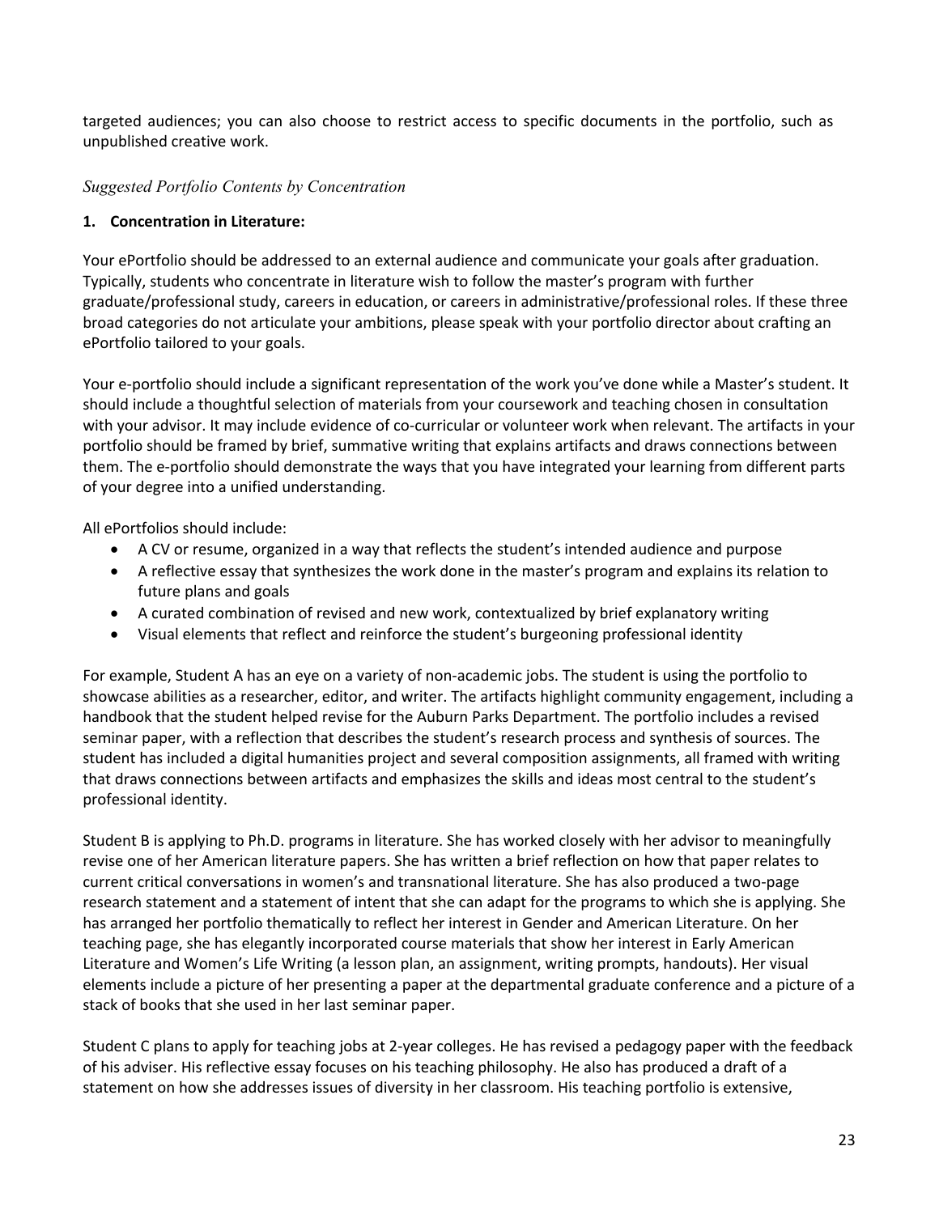targeted audiences; you can also choose to restrict access to specific documents in the portfolio, such as unpublished creative work.

*Suggested Portfolio Contents by Concentration*

**1. Concentration in Literature:**

Your ePortfolio should be addressed to an external audience and communicate your goals after graduation. Typically, students who concentrate in literature wish to follow the master's program with further graduate/professional study, careers in education, or careers in administrative/professional roles. If these three broad categories do not articulate your ambitions, please speak with your portfolio director about crafting an ePortfolio tailored to your goals.

Your e-portfolio should include a significant representation of the work you've done while a Master's student. It should include a thoughtful selection of materials from your coursework and teaching chosen in consultation with your advisor. It may include evidence of co-curricular or volunteer work when relevant. The artifacts in your portfolio should be framed by brief, summative writing that explains artifacts and draws connections between them. The e-portfolio should demonstrate the ways that you have integrated your learning from different parts of your degree into a unified understanding.

All ePortfolios should include:

- A CV or resume, organized in a way that reflects the student's intended audience and purpose
- A reflective essay that synthesizes the work done in the master's program and explains its relation to future plans and goals
- A curated combination of revised and new work, contextualized by brief explanatory writing
- Visual elements that reflect and reinforce the student's burgeoning professional identity

For example, Student A has an eye on a variety of non-academic jobs. The student is using the portfolio to showcase abilities as a researcher, editor, and writer. The artifacts highlight community engagement, including a handbook that the student helped revise for the Auburn Parks Department. The portfolio includes a revised seminar paper, with a reflection that describes the student's research process and synthesis of sources. The student has included a digital humanities project and several composition assignments, all framed with writing that draws connections between artifacts and emphasizes the skills and ideas most central to the student's professional identity.

Student B is applying to Ph.D. programs in literature. She has worked closely with her advisor to meaningfully revise one of her American literature papers. She has written a brief reflection on how that paper relates to current critical conversations in women's and transnational literature. She has also produced a two-page research statement and a statement of intent that she can adapt for the programs to which she is applying. She has arranged her portfolio thematically to reflect her interest in Gender and American Literature. On her teaching page, she has elegantly incorporated course materials that show her interest in Early American Literature and Women's Life Writing (a lesson plan, an assignment, writing prompts, handouts). Her visual elements include a picture of her presenting a paper at the departmental graduate conference and a picture of a stack of books that she used in her last seminar paper.

Student C plans to apply for teaching jobs at 2-year colleges. He has revised a pedagogy paper with the feedback of his adviser. His reflective essay focuses on his teaching philosophy. He also has produced a draft of a statement on how she addresses issues of diversity in her classroom. His teaching portfolio is extensive,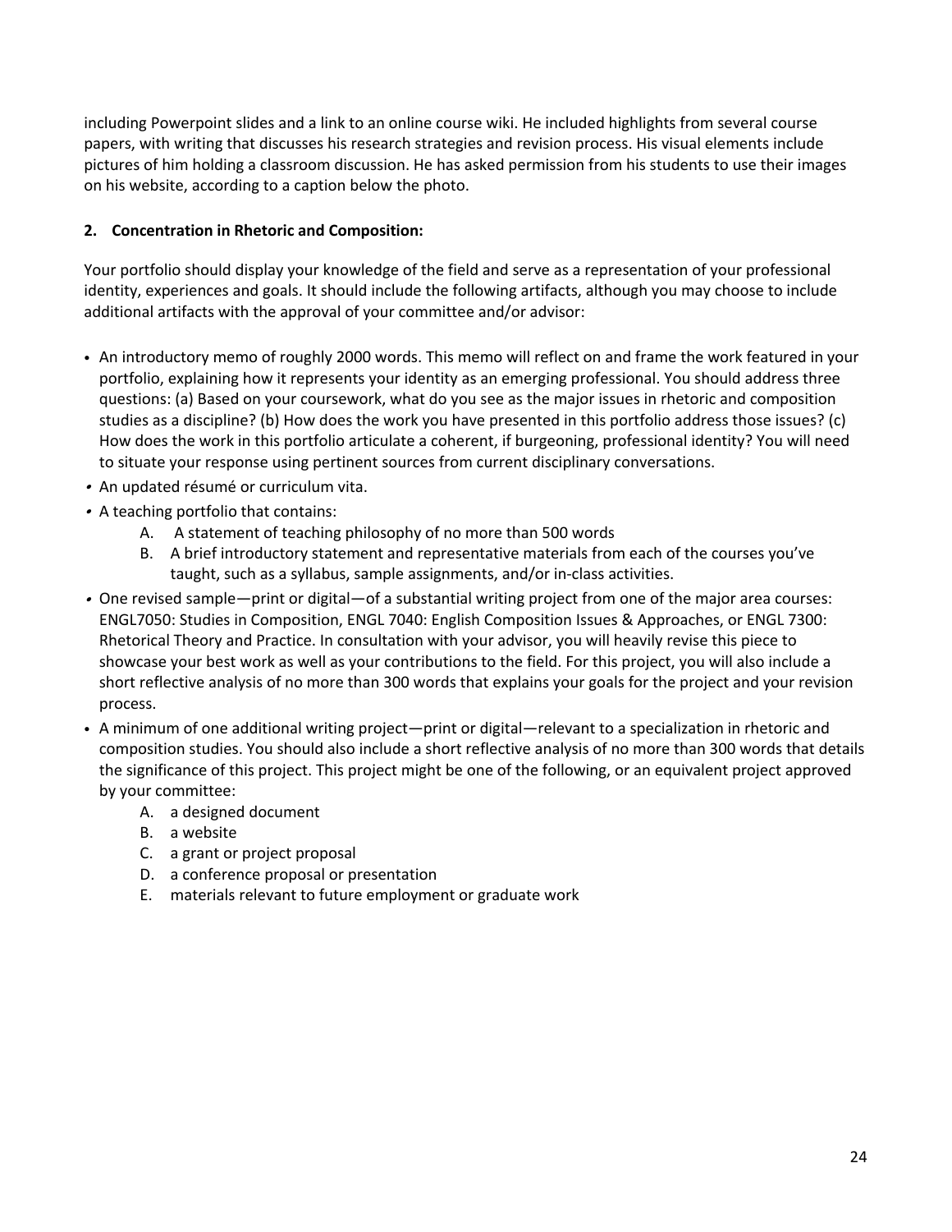including Powerpoint slides and a link to an online course wiki. He included highlights from several course papers, with writing that discusses his research strategies and revision process. His visual elements include pictures of him holding a classroom discussion. He has asked permission from his students to use their images on his website, according to a caption below the photo.

**2. Concentration in Rhetoric and Composition:**

Your portfolio should display your knowledge of the field and serve as a representation of your professional identity, experiences and goals. It should include the following artifacts, although you may choose to include additional artifacts with the approval of your committee and/or advisor:

- An introductory memo of roughly 2000 words. This memo will reflect on and frame the work featured in your portfolio, explaining how it represents your identity as an emerging professional. You should address three questions: (a) Based on your coursework, what do you see as the major issues in rhetoric and composition studies as a discipline? (b) How does the work you have presented in this portfolio address those issues? (c) How does the work in this portfolio articulate a coherent, if burgeoning, professional identity? You will need to situate your response using pertinent sources from current disciplinary conversations.
- An updated résumé or curriculum vita.
- A teaching portfolio that contains:
  - A. A statement of teaching philosophy of no more than 500 words
  - B. A brief introductory statement and representative materials from each of the courses you've taught, such as a syllabus, sample assignments, and/or in-class activities.
- One revised sample—print or digital—of a substantial writing project from one of the major area courses: ENGL7050: Studies in Composition, ENGL 7040: English Composition Issues & Approaches, or ENGL 7300: Rhetorical Theory and Practice. In consultation with your advisor, you will heavily revise this piece to showcase your best work as well as your contributions to the field. For this project, you will also include a short reflective analysis of no more than 300 words that explains your goals for the project and your revision process.
- A minimum of one additional writing project—print or digital—relevant to a specialization in rhetoric and composition studies. You should also include a short reflective analysis of no more than 300 words that details the significance of this project. This project might be one of the following, or an equivalent project approved by your committee:
  - A. a designed document
  - B. a website
  - C. a grant or project proposal
  - D. a conference proposal or presentation
  - E. materials relevant to future employment or graduate work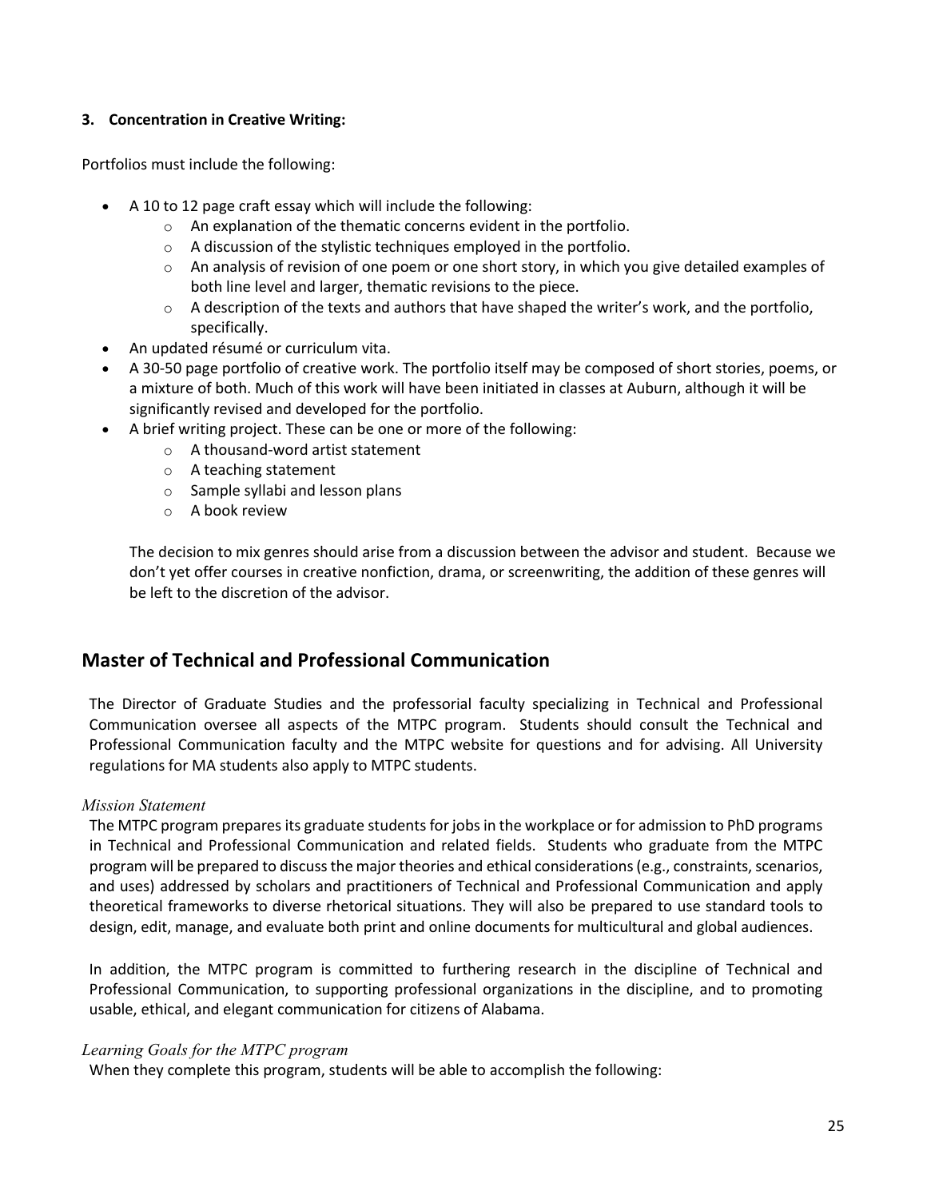**3. Concentration in Creative Writing:**

Portfolios must include the following:

- A 10 to 12 page craft essay which will include the following:
  - An explanation of the thematic concerns evident in the portfolio.
  - A discussion of the stylistic techniques employed in the portfolio.
  - An analysis of revision of one poem or one short story, in which you give detailed examples of both line level and larger, thematic revisions to the piece.
  - A description of the texts and authors that have shaped the writer's work, and the portfolio, specifically.
- An updated résumé or curriculum vita.
- A 30-50 page portfolio of creative work. The portfolio itself may be composed of short stories, poems, or a mixture of both. Much of this work will have been initiated in classes at Auburn, although it will be significantly revised and developed for the portfolio.
- A brief writing project. These can be one or more of the following:
  - A thousand-word artist statement
  - A teaching statement
  - Sample syllabi and lesson plans
  - A book review

  The decision to mix genres should arise from a discussion between the advisor and student. Because we don't yet offer courses in creative nonfiction, drama, or screenwriting, the addition of these genres will be left to the discretion of the advisor.

## Master of Technical and Professional Communication

The Director of Graduate Studies and the professorial faculty specializing in Technical and Professional Communication oversee all aspects of the MTPC program. Students should consult the Technical and Professional Communication faculty and the MTPC website for questions and for advising. All University regulations for MA students also apply to MTPC students.

*Mission Statement*

The MTPC program prepares its graduate students for jobs in the workplace or for admission to PhD programs in Technical and Professional Communication and related fields. Students who graduate from the MTPC program will be prepared to discuss the major theories and ethical considerations (e.g., constraints, scenarios, and uses) addressed by scholars and practitioners of Technical and Professional Communication and apply theoretical frameworks to diverse rhetorical situations. They will also be prepared to use standard tools to design, edit, manage, and evaluate both print and online documents for multicultural and global audiences.

In addition, the MTPC program is committed to furthering research in the discipline of Technical and Professional Communication, to supporting professional organizations in the discipline, and to promoting usable, ethical, and elegant communication for citizens of Alabama.

*Learning Goals for the MTPC program*

When they complete this program, students will be able to accomplish the following: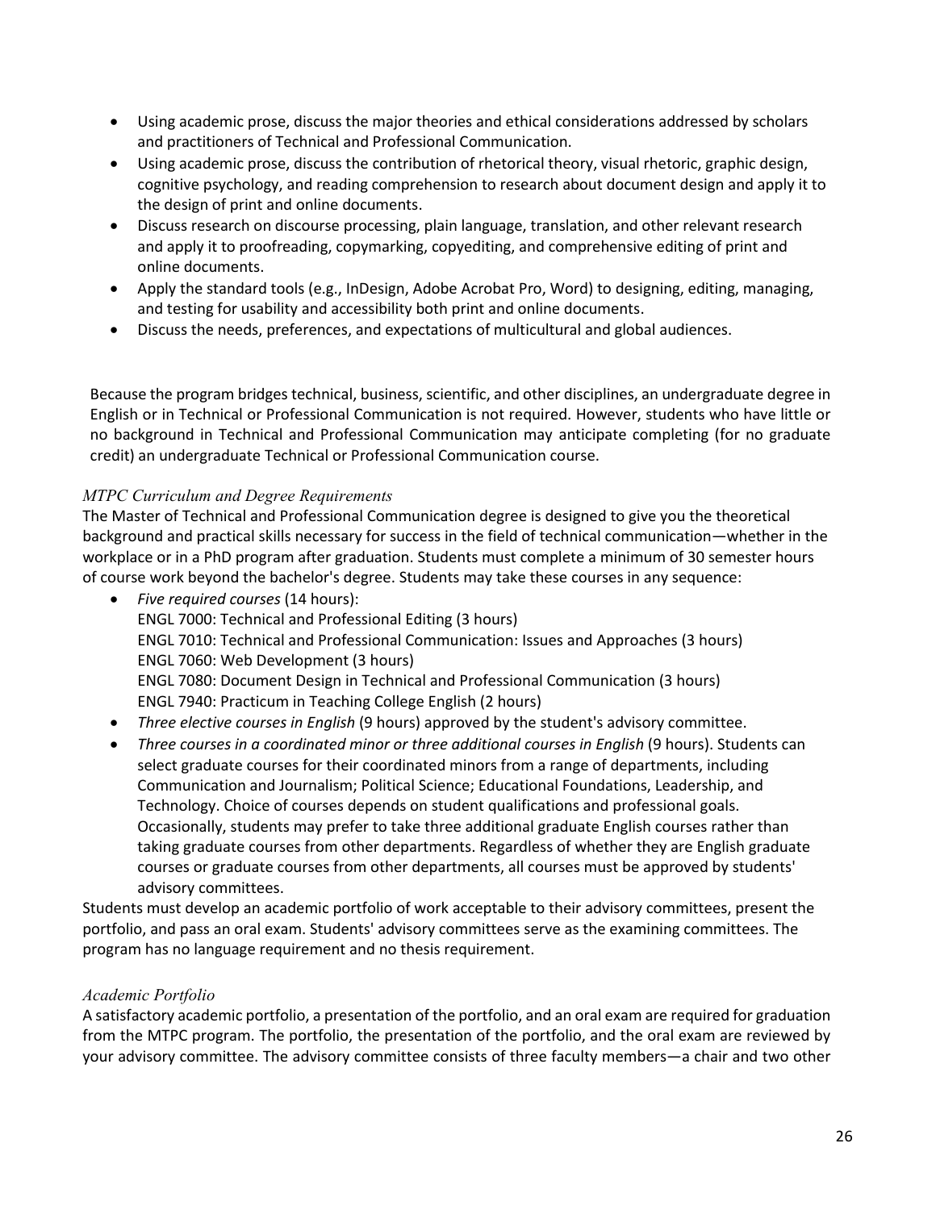- Using academic prose, discuss the major theories and ethical considerations addressed by scholars and practitioners of Technical and Professional Communication.
- Using academic prose, discuss the contribution of rhetorical theory, visual rhetoric, graphic design, cognitive psychology, and reading comprehension to research about document design and apply it to the design of print and online documents.
- Discuss research on discourse processing, plain language, translation, and other relevant research and apply it to proofreading, copymarking, copyediting, and comprehensive editing of print and online documents.
- Apply the standard tools (e.g., InDesign, Adobe Acrobat Pro, Word) to designing, editing, managing, and testing for usability and accessibility both print and online documents.
- Discuss the needs, preferences, and expectations of multicultural and global audiences.

Because the program bridges technical, business, scientific, and other disciplines, an undergraduate degree in English or in Technical or Professional Communication is not required. However, students who have little or no background in Technical and Professional Communication may anticipate completing (for no graduate credit) an undergraduate Technical or Professional Communication course.

### *MTPC Curriculum and Degree Requirements*

The Master of Technical and Professional Communication degree is designed to give you the theoretical background and practical skills necessary for success in the field of technical communication—whether in the workplace or in a PhD program after graduation. Students must complete a minimum of 30 semester hours of course work beyond the bachelor's degree. Students may take these courses in any sequence:

- *Five required courses* (14 hours):
  ENGL 7000: Technical and Professional Editing (3 hours)
  ENGL 7010: Technical and Professional Communication: Issues and Approaches (3 hours)
  ENGL 7060: Web Development (3 hours)
  ENGL 7080: Document Design in Technical and Professional Communication (3 hours)
  ENGL 7940: Practicum in Teaching College English (2 hours)
- *Three elective courses in English* (9 hours) approved by the student's advisory committee.
- *Three courses in a coordinated minor or three additional courses in English* (9 hours). Students can select graduate courses for their coordinated minors from a range of departments, including Communication and Journalism; Political Science; Educational Foundations, Leadership, and Technology. Choice of courses depends on student qualifications and professional goals. Occasionally, students may prefer to take three additional graduate English courses rather than taking graduate courses from other departments. Regardless of whether they are English graduate courses or graduate courses from other departments, all courses must be approved by students' advisory committees.

Students must develop an academic portfolio of work acceptable to their advisory committees, present the portfolio, and pass an oral exam. Students' advisory committees serve as the examining committees. The program has no language requirement and no thesis requirement.

### *Academic Portfolio*

A satisfactory academic portfolio, a presentation of the portfolio, and an oral exam are required for graduation from the MTPC program. The portfolio, the presentation of the portfolio, and the oral exam are reviewed by your advisory committee. The advisory committee consists of three faculty members—a chair and two other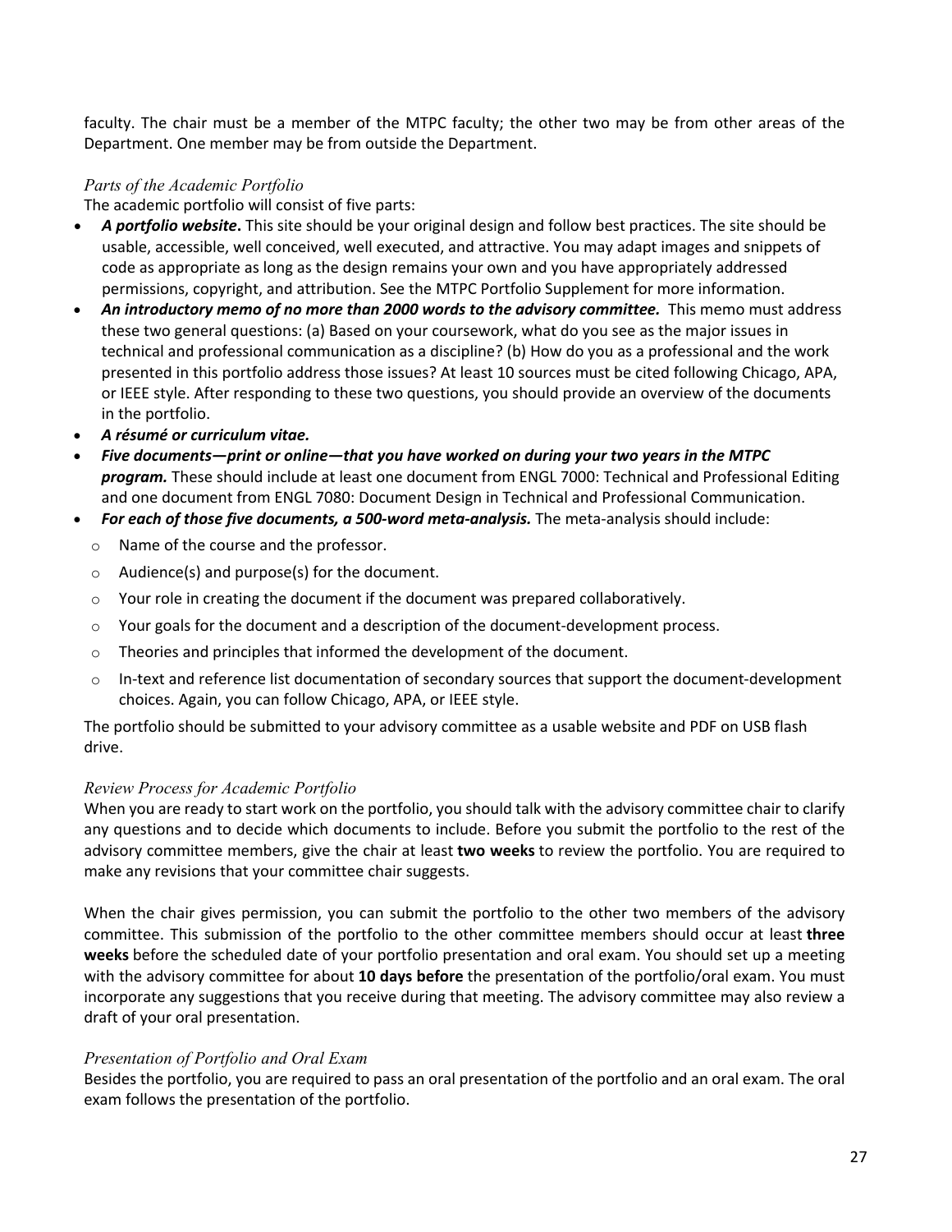faculty. The chair must be a member of the MTPC faculty; the other two may be from other areas of the Department. One member may be from outside the Department.

### *Parts of the Academic Portfolio*

The academic portfolio will consist of five parts:

- ***A portfolio website*.** This site should be your original design and follow best practices. The site should be usable, accessible, well conceived, well executed, and attractive. You may adapt images and snippets of code as appropriate as long as the design remains your own and you have appropriately addressed permissions, copyright, and attribution. See the MTPC Portfolio Supplement for more information.
- ***An introductory memo of no more than 2000 words to the advisory committee.*** This memo must address these two general questions: (a) Based on your coursework, what do you see as the major issues in technical and professional communication as a discipline? (b) How do you as a professional and the work presented in this portfolio address those issues? At least 10 sources must be cited following Chicago, APA, or IEEE style. After responding to these two questions, you should provide an overview of the documents in the portfolio.
- ***A résumé or curriculum vitae.***
- ***Five documents—print or online—that you have worked on during your two years in the MTPC program.*** These should include at least one document from ENGL 7000: Technical and Professional Editing and one document from ENGL 7080: Document Design in Technical and Professional Communication.
- ***For each of those five documents, a 500-word meta-analysis.*** The meta-analysis should include:
  - Name of the course and the professor.
  - Audience(s) and purpose(s) for the document.
  - Your role in creating the document if the document was prepared collaboratively.
  - Your goals for the document and a description of the document-development process.
  - Theories and principles that informed the development of the document.
  - In-text and reference list documentation of secondary sources that support the document-development choices. Again, you can follow Chicago, APA, or IEEE style.

The portfolio should be submitted to your advisory committee as a usable website and PDF on USB flash drive.

### *Review Process for Academic Portfolio*

When you are ready to start work on the portfolio, you should talk with the advisory committee chair to clarify any questions and to decide which documents to include. Before you submit the portfolio to the rest of the advisory committee members, give the chair at least **two weeks** to review the portfolio. You are required to make any revisions that your committee chair suggests.

When the chair gives permission, you can submit the portfolio to the other two members of the advisory committee. This submission of the portfolio to the other committee members should occur at least **three weeks** before the scheduled date of your portfolio presentation and oral exam. You should set up a meeting with the advisory committee for about **10 days before** the presentation of the portfolio/oral exam. You must incorporate any suggestions that you receive during that meeting. The advisory committee may also review a draft of your oral presentation.

### *Presentation of Portfolio and Oral Exam*

Besides the portfolio, you are required to pass an oral presentation of the portfolio and an oral exam. The oral exam follows the presentation of the portfolio.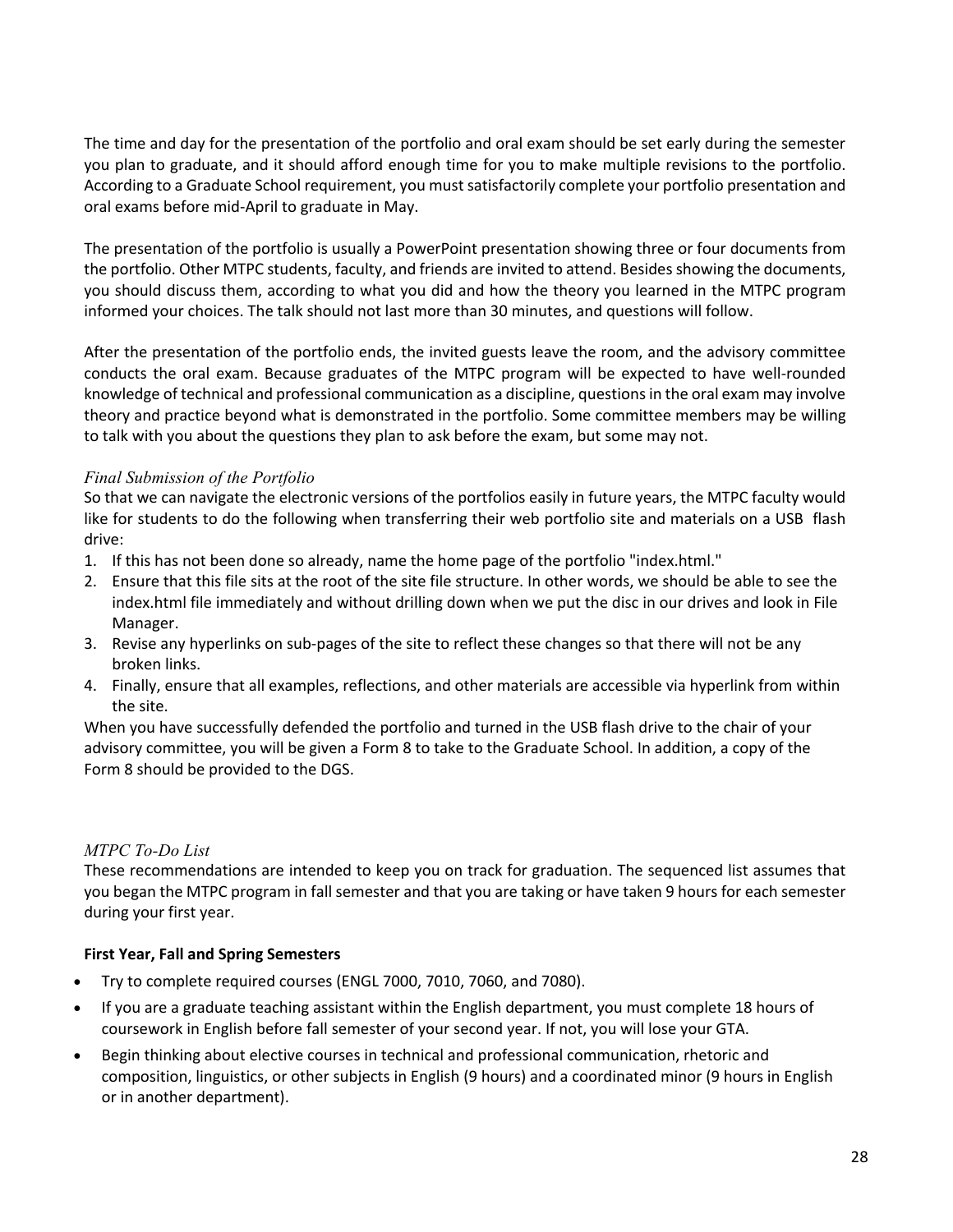The time and day for the presentation of the portfolio and oral exam should be set early during the semester you plan to graduate, and it should afford enough time for you to make multiple revisions to the portfolio. According to a Graduate School requirement, you must satisfactorily complete your portfolio presentation and oral exams before mid-April to graduate in May.

The presentation of the portfolio is usually a PowerPoint presentation showing three or four documents from the portfolio. Other MTPC students, faculty, and friends are invited to attend. Besides showing the documents, you should discuss them, according to what you did and how the theory you learned in the MTPC program informed your choices. The talk should not last more than 30 minutes, and questions will follow.

After the presentation of the portfolio ends, the invited guests leave the room, and the advisory committee conducts the oral exam. Because graduates of the MTPC program will be expected to have well-rounded knowledge of technical and professional communication as a discipline, questions in the oral exam may involve theory and practice beyond what is demonstrated in the portfolio. Some committee members may be willing to talk with you about the questions they plan to ask before the exam, but some may not.

### *Final Submission of the Portfolio*

So that we can navigate the electronic versions of the portfolios easily in future years, the MTPC faculty would like for students to do the following when transferring their web portfolio site and materials on a USB flash drive:

1. If this has not been done so already, name the home page of the portfolio "index.html."
2. Ensure that this file sits at the root of the site file structure. In other words, we should be able to see the index.html file immediately and without drilling down when we put the disc in our drives and look in File Manager.
3. Revise any hyperlinks on sub-pages of the site to reflect these changes so that there will not be any broken links.
4. Finally, ensure that all examples, reflections, and other materials are accessible via hyperlink from within the site.

When you have successfully defended the portfolio and turned in the USB flash drive to the chair of your advisory committee, you will be given a Form 8 to take to the Graduate School. In addition, a copy of the Form 8 should be provided to the DGS.

### *MTPC To-Do List*

These recommendations are intended to keep you on track for graduation. The sequenced list assumes that you began the MTPC program in fall semester and that you are taking or have taken 9 hours for each semester during your first year.

**First Year, Fall and Spring Semesters**

- Try to complete required courses (ENGL 7000, 7010, 7060, and 7080).
- If you are a graduate teaching assistant within the English department, you must complete 18 hours of coursework in English before fall semester of your second year. If not, you will lose your GTA.
- Begin thinking about elective courses in technical and professional communication, rhetoric and composition, linguistics, or other subjects in English (9 hours) and a coordinated minor (9 hours in English or in another department).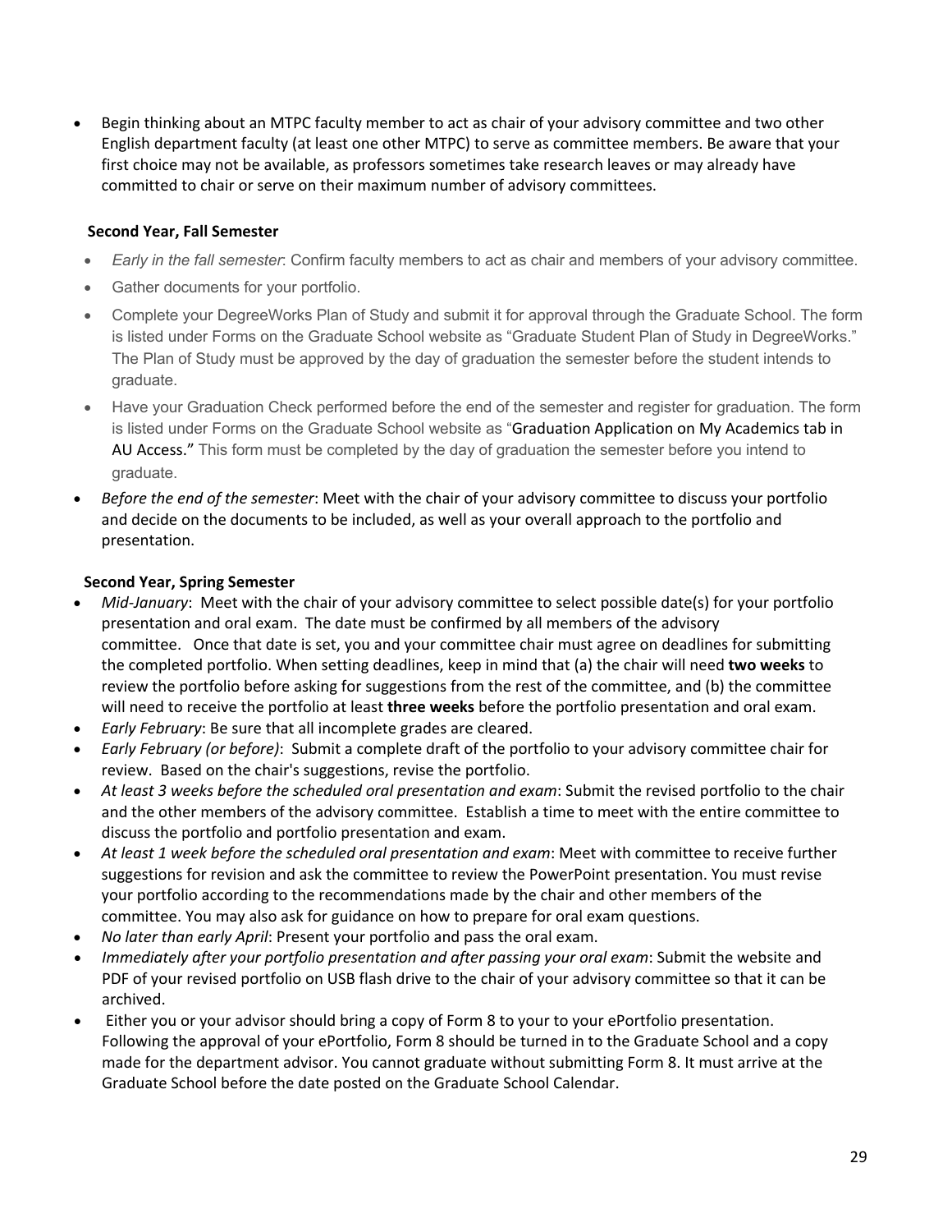- Begin thinking about an MTPC faculty member to act as chair of your advisory committee and two other English department faculty (at least one other MTPC) to serve as committee members. Be aware that your first choice may not be available, as professors sometimes take research leaves or may already have committed to chair or serve on their maximum number of advisory committees.

**Second Year, Fall Semester**

- *Early in the fall semester*: Confirm faculty members to act as chair and members of your advisory committee.
- Gather documents for your portfolio.
- Complete your DegreeWorks Plan of Study and submit it for approval through the Graduate School. The form is listed under Forms on the Graduate School website as "Graduate Student Plan of Study in DegreeWorks." The Plan of Study must be approved by the day of graduation the semester before the student intends to graduate.
- Have your Graduation Check performed before the end of the semester and register for graduation. The form is listed under Forms on the Graduate School website as "Graduation Application on My Academics tab in AU Access." This form must be completed by the day of graduation the semester before you intend to graduate.
- *Before the end of the semester*: Meet with the chair of your advisory committee to discuss your portfolio and decide on the documents to be included, as well as your overall approach to the portfolio and presentation.

**Second Year, Spring Semester**

- *Mid-January*: Meet with the chair of your advisory committee to select possible date(s) for your portfolio presentation and oral exam. The date must be confirmed by all members of the advisory committee. Once that date is set, you and your committee chair must agree on deadlines for submitting the completed portfolio. When setting deadlines, keep in mind that (a) the chair will need **two weeks** to review the portfolio before asking for suggestions from the rest of the committee, and (b) the committee will need to receive the portfolio at least **three weeks** before the portfolio presentation and oral exam.
- *Early February*: Be sure that all incomplete grades are cleared.
- *Early February (or before)*: Submit a complete draft of the portfolio to your advisory committee chair for review. Based on the chair's suggestions, revise the portfolio.
- *At least 3 weeks before the scheduled oral presentation and exam*: Submit the revised portfolio to the chair and the other members of the advisory committee. Establish a time to meet with the entire committee to discuss the portfolio and portfolio presentation and exam.
- *At least 1 week before the scheduled oral presentation and exam*: Meet with committee to receive further suggestions for revision and ask the committee to review the PowerPoint presentation. You must revise your portfolio according to the recommendations made by the chair and other members of the committee. You may also ask for guidance on how to prepare for oral exam questions.
- *No later than early April*: Present your portfolio and pass the oral exam.
- *Immediately after your portfolio presentation and after passing your oral exam*: Submit the website and PDF of your revised portfolio on USB flash drive to the chair of your advisory committee so that it can be archived.
- Either you or your advisor should bring a copy of Form 8 to your to your ePortfolio presentation. Following the approval of your ePortfolio, Form 8 should be turned in to the Graduate School and a copy made for the department advisor. You cannot graduate without submitting Form 8. It must arrive at the Graduate School before the date posted on the Graduate School Calendar.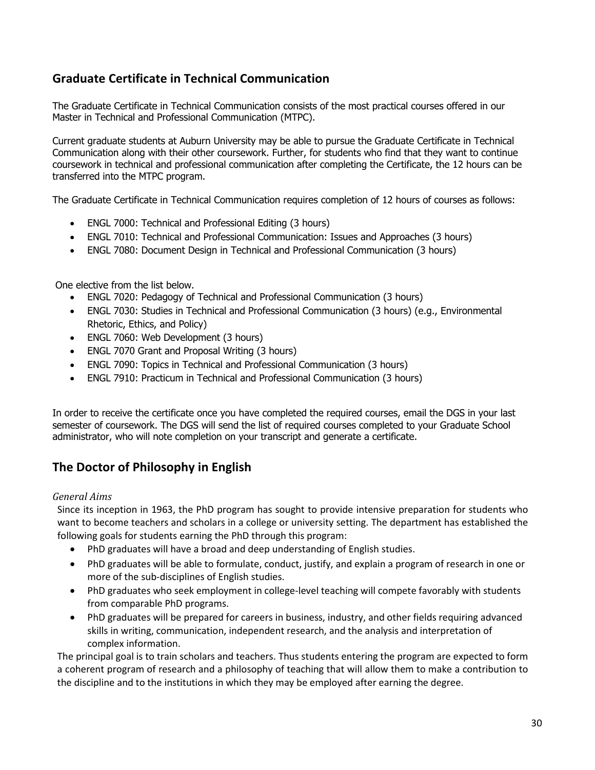## Graduate Certificate in Technical Communication

The Graduate Certificate in Technical Communication consists of the most practical courses offered in our Master in Technical and Professional Communication (MTPC).

Current graduate students at Auburn University may be able to pursue the Graduate Certificate in Technical Communication along with their other coursework. Further, for students who find that they want to continue coursework in technical and professional communication after completing the Certificate, the 12 hours can be transferred into the MTPC program.

The Graduate Certificate in Technical Communication requires completion of 12 hours of courses as follows:

- ENGL 7000: Technical and Professional Editing (3 hours)
- ENGL 7010: Technical and Professional Communication: Issues and Approaches (3 hours)
- ENGL 7080: Document Design in Technical and Professional Communication (3 hours)

One elective from the list below.

- ENGL 7020: Pedagogy of Technical and Professional Communication (3 hours)
- ENGL 7030: Studies in Technical and Professional Communication (3 hours) (e.g., Environmental Rhetoric, Ethics, and Policy)
- ENGL 7060: Web Development (3 hours)
- ENGL 7070 Grant and Proposal Writing (3 hours)
- ENGL 7090: Topics in Technical and Professional Communication (3 hours)
- ENGL 7910: Practicum in Technical and Professional Communication (3 hours)

In order to receive the certificate once you have completed the required courses, email the DGS in your last semester of coursework. The DGS will send the list of required courses completed to your Graduate School administrator, who will note completion on your transcript and generate a certificate.

## The Doctor of Philosophy in English

*General Aims*

Since its inception in 1963, the PhD program has sought to provide intensive preparation for students who want to become teachers and scholars in a college or university setting. The department has established the following goals for students earning the PhD through this program:

- PhD graduates will have a broad and deep understanding of English studies.
- PhD graduates will be able to formulate, conduct, justify, and explain a program of research in one or more of the sub-disciplines of English studies.
- PhD graduates who seek employment in college-level teaching will compete favorably with students from comparable PhD programs.
- PhD graduates will be prepared for careers in business, industry, and other fields requiring advanced skills in writing, communication, independent research, and the analysis and interpretation of complex information.

The principal goal is to train scholars and teachers. Thus students entering the program are expected to form a coherent program of research and a philosophy of teaching that will allow them to make a contribution to the discipline and to the institutions in which they may be employed after earning the degree.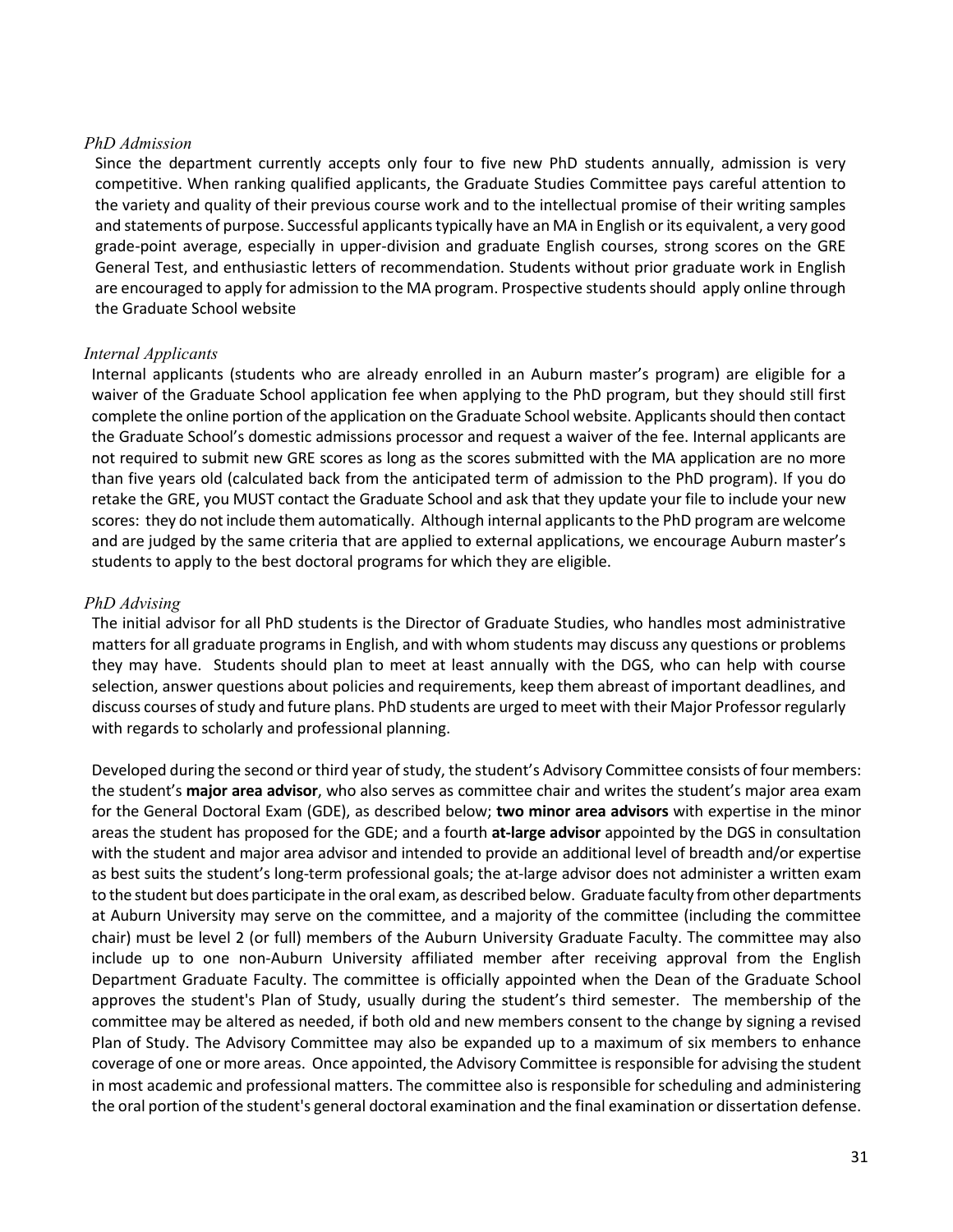*PhD Admission*

Since the department currently accepts only four to five new PhD students annually, admission is very competitive. When ranking qualified applicants, the Graduate Studies Committee pays careful attention to the variety and quality of their previous course work and to the intellectual promise of their writing samples and statements of purpose. Successful applicants typically have an MA in English or its equivalent, a very good grade-point average, especially in upper-division and graduate English courses, strong scores on the GRE General Test, and enthusiastic letters of recommendation. Students without prior graduate work in English are encouraged to apply for admission to the MA program. Prospective students should apply online through the Graduate School website

*Internal Applicants*

Internal applicants (students who are already enrolled in an Auburn master's program) are eligible for a waiver of the Graduate School application fee when applying to the PhD program, but they should still first complete the online portion of the application on the Graduate School website. Applicants should then contact the Graduate School's domestic admissions processor and request a waiver of the fee. Internal applicants are not required to submit new GRE scores as long as the scores submitted with the MA application are no more than five years old (calculated back from the anticipated term of admission to the PhD program). If you do retake the GRE, you MUST contact the Graduate School and ask that they update your file to include your new scores: they do not include them automatically. Although internal applicants to the PhD program are welcome and are judged by the same criteria that are applied to external applications, we encourage Auburn master's students to apply to the best doctoral programs for which they are eligible.

*PhD Advising*

The initial advisor for all PhD students is the Director of Graduate Studies, who handles most administrative matters for all graduate programs in English, and with whom students may discuss any questions or problems they may have. Students should plan to meet at least annually with the DGS, who can help with course selection, answer questions about policies and requirements, keep them abreast of important deadlines, and discuss courses of study and future plans. PhD students are urged to meet with their Major Professor regularly with regards to scholarly and professional planning.

Developed during the second or third year of study, the student's Advisory Committee consists of four members: the student's **major area advisor**, who also serves as committee chair and writes the student's major area exam for the General Doctoral Exam (GDE), as described below; **two minor area advisors** with expertise in the minor areas the student has proposed for the GDE; and a fourth **at-large advisor** appointed by the DGS in consultation with the student and major area advisor and intended to provide an additional level of breadth and/or expertise as best suits the student's long-term professional goals; the at-large advisor does not administer a written exam to the student but does participate in the oral exam, as described below. Graduate faculty from other departments at Auburn University may serve on the committee, and a majority of the committee (including the committee chair) must be level 2 (or full) members of the Auburn University Graduate Faculty. The committee may also include up to one non-Auburn University affiliated member after receiving approval from the English Department Graduate Faculty. The committee is officially appointed when the Dean of the Graduate School approves the student's Plan of Study, usually during the student's third semester. The membership of the committee may be altered as needed, if both old and new members consent to the change by signing a revised Plan of Study. The Advisory Committee may also be expanded up to a maximum of six members to enhance coverage of one or more areas. Once appointed, the Advisory Committee is responsible for advising the student in most academic and professional matters. The committee also is responsible for scheduling and administering the oral portion of the student's general doctoral examination and the final examination or dissertation defense.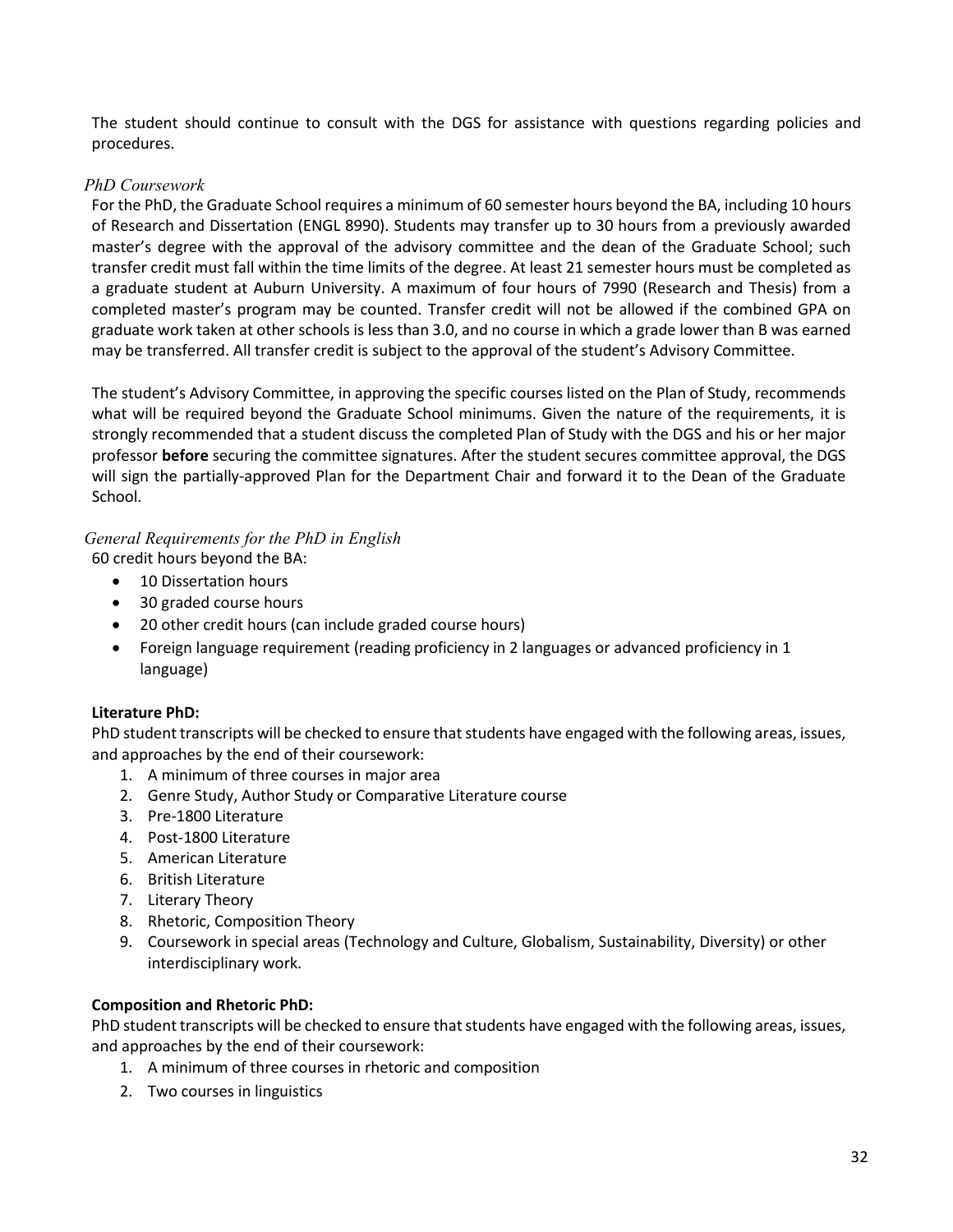The student should continue to consult with the DGS for assistance with questions regarding policies and procedures.

### *PhD Coursework*

For the PhD, the Graduate School requires a minimum of 60 semester hours beyond the BA, including 10 hours of Research and Dissertation (ENGL 8990). Students may transfer up to 30 hours from a previously awarded master's degree with the approval of the advisory committee and the dean of the Graduate School; such transfer credit must fall within the time limits of the degree. At least 21 semester hours must be completed as a graduate student at Auburn University. A maximum of four hours of 7990 (Research and Thesis) from a completed master's program may be counted. Transfer credit will not be allowed if the combined GPA on graduate work taken at other schools is less than 3.0, and no course in which a grade lower than B was earned may be transferred. All transfer credit is subject to the approval of the student's Advisory Committee.

The student's Advisory Committee, in approving the specific courses listed on the Plan of Study, recommends what will be required beyond the Graduate School minimums. Given the nature of the requirements, it is strongly recommended that a student discuss the completed Plan of Study with the DGS and his or her major professor **before** securing the committee signatures. After the student secures committee approval, the DGS will sign the partially-approved Plan for the Department Chair and forward it to the Dean of the Graduate School.

### *General Requirements for the PhD in English*

60 credit hours beyond the BA:

- 10 Dissertation hours
- 30 graded course hours
- 20 other credit hours (can include graded course hours)
- Foreign language requirement (reading proficiency in 2 languages or advanced proficiency in 1 language)

**Literature PhD:**

PhD student transcripts will be checked to ensure that students have engaged with the following areas, issues, and approaches by the end of their coursework:

1. A minimum of three courses in major area
2. Genre Study, Author Study or Comparative Literature course
3. Pre-1800 Literature
4. Post-1800 Literature
5. American Literature
6. British Literature
7. Literary Theory
8. Rhetoric, Composition Theory
9. Coursework in special areas (Technology and Culture, Globalism, Sustainability, Diversity) or other interdisciplinary work.

**Composition and Rhetoric PhD:**

PhD student transcripts will be checked to ensure that students have engaged with the following areas, issues, and approaches by the end of their coursework:

1. A minimum of three courses in rhetoric and composition
2. Two courses in linguistics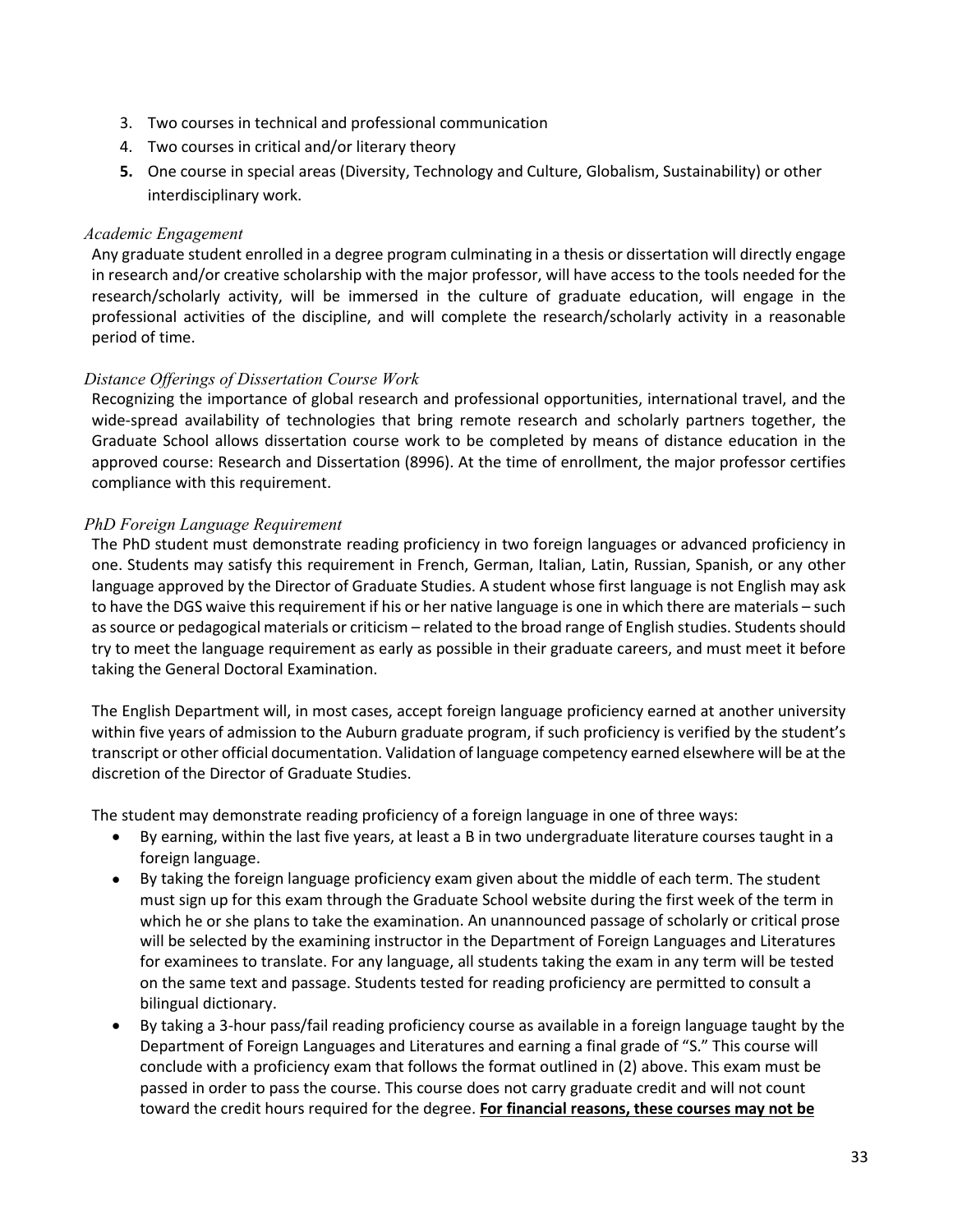3. Two courses in technical and professional communication
4. Two courses in critical and/or literary theory
5. One course in special areas (Diversity, Technology and Culture, Globalism, Sustainability) or other interdisciplinary work.

### *Academic Engagement*

Any graduate student enrolled in a degree program culminating in a thesis or dissertation will directly engage in research and/or creative scholarship with the major professor, will have access to the tools needed for the research/scholarly activity, will be immersed in the culture of graduate education, will engage in the professional activities of the discipline, and will complete the research/scholarly activity in a reasonable period of time.

### *Distance Offerings of Dissertation Course Work*

Recognizing the importance of global research and professional opportunities, international travel, and the wide-spread availability of technologies that bring remote research and scholarly partners together, the Graduate School allows dissertation course work to be completed by means of distance education in the approved course: Research and Dissertation (8996). At the time of enrollment, the major professor certifies compliance with this requirement.

### *PhD Foreign Language Requirement*

The PhD student must demonstrate reading proficiency in two foreign languages or advanced proficiency in one. Students may satisfy this requirement in French, German, Italian, Latin, Russian, Spanish, or any other language approved by the Director of Graduate Studies. A student whose first language is not English may ask to have the DGS waive this requirement if his or her native language is one in which there are materials – such as source or pedagogical materials or criticism – related to the broad range of English studies. Students should try to meet the language requirement as early as possible in their graduate careers, and must meet it before taking the General Doctoral Examination.

The English Department will, in most cases, accept foreign language proficiency earned at another university within five years of admission to the Auburn graduate program, if such proficiency is verified by the student's transcript or other official documentation. Validation of language competency earned elsewhere will be at the discretion of the Director of Graduate Studies.

The student may demonstrate reading proficiency of a foreign language in one of three ways:

- By earning, within the last five years, at least a B in two undergraduate literature courses taught in a foreign language.
- By taking the foreign language proficiency exam given about the middle of each term. The student must sign up for this exam through the Graduate School website during the first week of the term in which he or she plans to take the examination. An unannounced passage of scholarly or critical prose will be selected by the examining instructor in the Department of Foreign Languages and Literatures for examinees to translate. For any language, all students taking the exam in any term will be tested on the same text and passage. Students tested for reading proficiency are permitted to consult a bilingual dictionary.
- By taking a 3-hour pass/fail reading proficiency course as available in a foreign language taught by the Department of Foreign Languages and Literatures and earning a final grade of "S." This course will conclude with a proficiency exam that follows the format outlined in (2) above. This exam must be passed in order to pass the course. This course does not carry graduate credit and will not count toward the credit hours required for the degree. **For financial reasons, these courses may not be**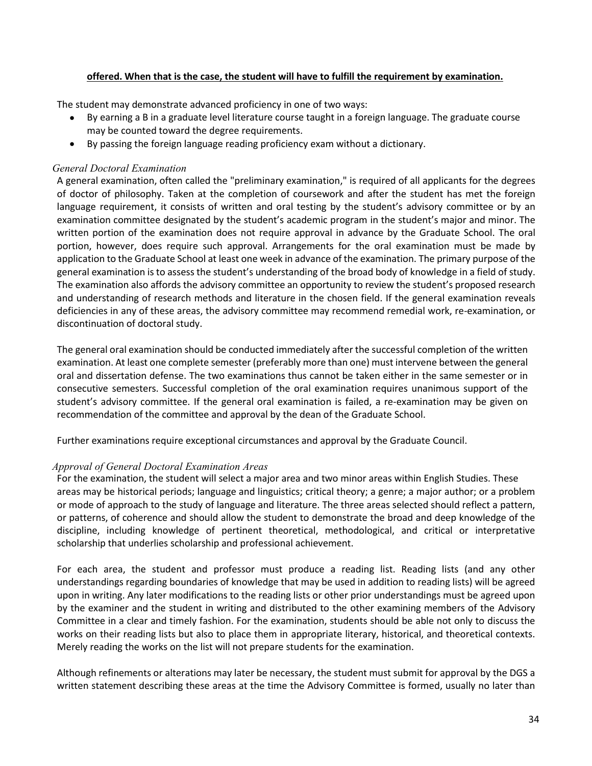**offered. When that is the case, the student will have to fulfill the requirement by examination.**

The student may demonstrate advanced proficiency in one of two ways:

- By earning a B in a graduate level literature course taught in a foreign language. The graduate course may be counted toward the degree requirements.
- By passing the foreign language reading proficiency exam without a dictionary.

### *General Doctoral Examination*

A general examination, often called the "preliminary examination," is required of all applicants for the degrees of doctor of philosophy. Taken at the completion of coursework and after the student has met the foreign language requirement, it consists of written and oral testing by the student's advisory committee or by an examination committee designated by the student's academic program in the student's major and minor. The written portion of the examination does not require approval in advance by the Graduate School. The oral portion, however, does require such approval. Arrangements for the oral examination must be made by application to the Graduate School at least one week in advance of the examination. The primary purpose of the general examination is to assess the student's understanding of the broad body of knowledge in a field of study. The examination also affords the advisory committee an opportunity to review the student's proposed research and understanding of research methods and literature in the chosen field. If the general examination reveals deficiencies in any of these areas, the advisory committee may recommend remedial work, re-examination, or discontinuation of doctoral study.

The general oral examination should be conducted immediately after the successful completion of the written examination. At least one complete semester (preferably more than one) must intervene between the general oral and dissertation defense. The two examinations thus cannot be taken either in the same semester or in consecutive semesters. Successful completion of the oral examination requires unanimous support of the student's advisory committee. If the general oral examination is failed, a re-examination may be given on recommendation of the committee and approval by the dean of the Graduate School.

Further examinations require exceptional circumstances and approval by the Graduate Council.

### *Approval of General Doctoral Examination Areas*

For the examination, the student will select a major area and two minor areas within English Studies. These areas may be historical periods; language and linguistics; critical theory; a genre; a major author; or a problem or mode of approach to the study of language and literature. The three areas selected should reflect a pattern, or patterns, of coherence and should allow the student to demonstrate the broad and deep knowledge of the discipline, including knowledge of pertinent theoretical, methodological, and critical or interpretative scholarship that underlies scholarship and professional achievement.

For each area, the student and professor must produce a reading list. Reading lists (and any other understandings regarding boundaries of knowledge that may be used in addition to reading lists) will be agreed upon in writing. Any later modifications to the reading lists or other prior understandings must be agreed upon by the examiner and the student in writing and distributed to the other examining members of the Advisory Committee in a clear and timely fashion. For the examination, students should be able not only to discuss the works on their reading lists but also to place them in appropriate literary, historical, and theoretical contexts. Merely reading the works on the list will not prepare students for the examination.

Although refinements or alterations may later be necessary, the student must submit for approval by the DGS a written statement describing these areas at the time the Advisory Committee is formed, usually no later than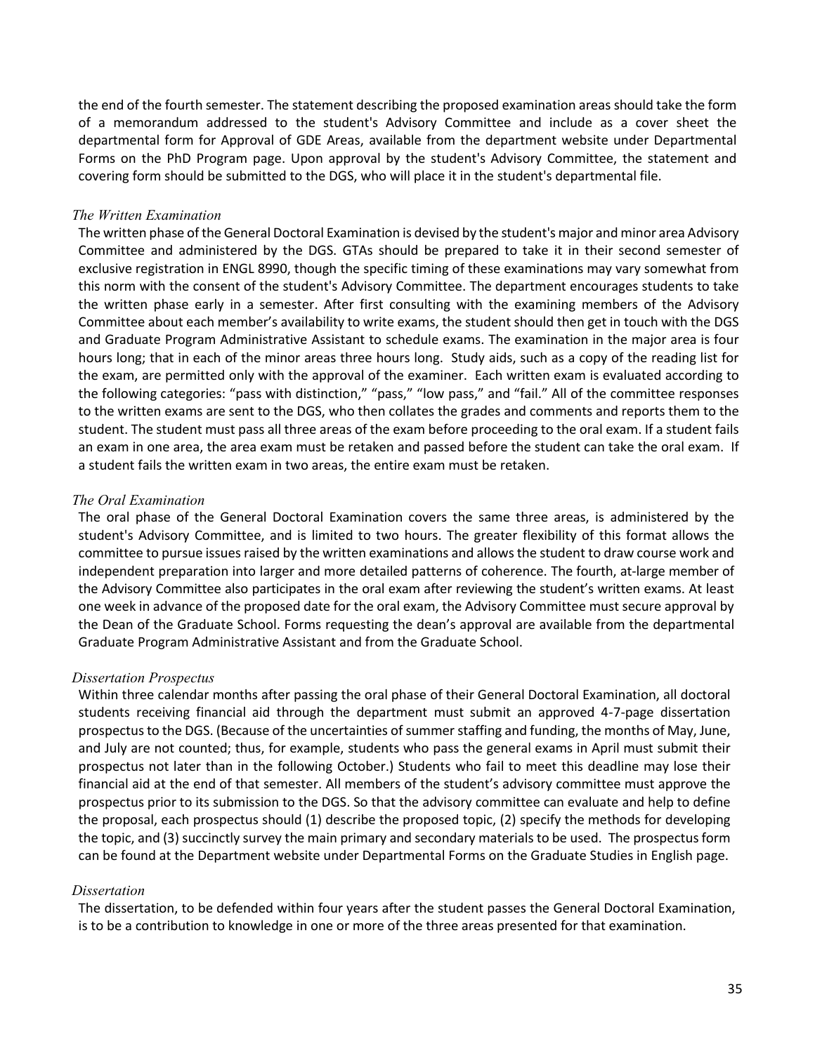the end of the fourth semester. The statement describing the proposed examination areas should take the form of a memorandum addressed to the student's Advisory Committee and include as a cover sheet the departmental form for Approval of GDE Areas, available from the department website under Departmental Forms on the PhD Program page. Upon approval by the student's Advisory Committee, the statement and covering form should be submitted to the DGS, who will place it in the student's departmental file.

### *The Written Examination*

The written phase of the General Doctoral Examination is devised by the student's major and minor area Advisory Committee and administered by the DGS. GTAs should be prepared to take it in their second semester of exclusive registration in ENGL 8990, though the specific timing of these examinations may vary somewhat from this norm with the consent of the student's Advisory Committee. The department encourages students to take the written phase early in a semester. After first consulting with the examining members of the Advisory Committee about each member's availability to write exams, the student should then get in touch with the DGS and Graduate Program Administrative Assistant to schedule exams. The examination in the major area is four hours long; that in each of the minor areas three hours long. Study aids, such as a copy of the reading list for the exam, are permitted only with the approval of the examiner. Each written exam is evaluated according to the following categories: "pass with distinction," "pass," "low pass," and "fail." All of the committee responses to the written exams are sent to the DGS, who then collates the grades and comments and reports them to the student. The student must pass all three areas of the exam before proceeding to the oral exam. If a student fails an exam in one area, the area exam must be retaken and passed before the student can take the oral exam. If a student fails the written exam in two areas, the entire exam must be retaken.

### *The Oral Examination*

The oral phase of the General Doctoral Examination covers the same three areas, is administered by the student's Advisory Committee, and is limited to two hours. The greater flexibility of this format allows the committee to pursue issues raised by the written examinations and allows the student to draw course work and independent preparation into larger and more detailed patterns of coherence. The fourth, at-large member of the Advisory Committee also participates in the oral exam after reviewing the student's written exams. At least one week in advance of the proposed date for the oral exam, the Advisory Committee must secure approval by the Dean of the Graduate School. Forms requesting the dean's approval are available from the departmental Graduate Program Administrative Assistant and from the Graduate School.

### *Dissertation Prospectus*

Within three calendar months after passing the oral phase of their General Doctoral Examination, all doctoral students receiving financial aid through the department must submit an approved 4-7-page dissertation prospectus to the DGS. (Because of the uncertainties of summer staffing and funding, the months of May, June, and July are not counted; thus, for example, students who pass the general exams in April must submit their prospectus not later than in the following October.) Students who fail to meet this deadline may lose their financial aid at the end of that semester. All members of the student's advisory committee must approve the prospectus prior to its submission to the DGS. So that the advisory committee can evaluate and help to define the proposal, each prospectus should (1) describe the proposed topic, (2) specify the methods for developing the topic, and (3) succinctly survey the main primary and secondary materials to be used. The prospectus form can be found at the Department website under Departmental Forms on the Graduate Studies in English page.

### *Dissertation*

The dissertation, to be defended within four years after the student passes the General Doctoral Examination, is to be a contribution to knowledge in one or more of the three areas presented for that examination.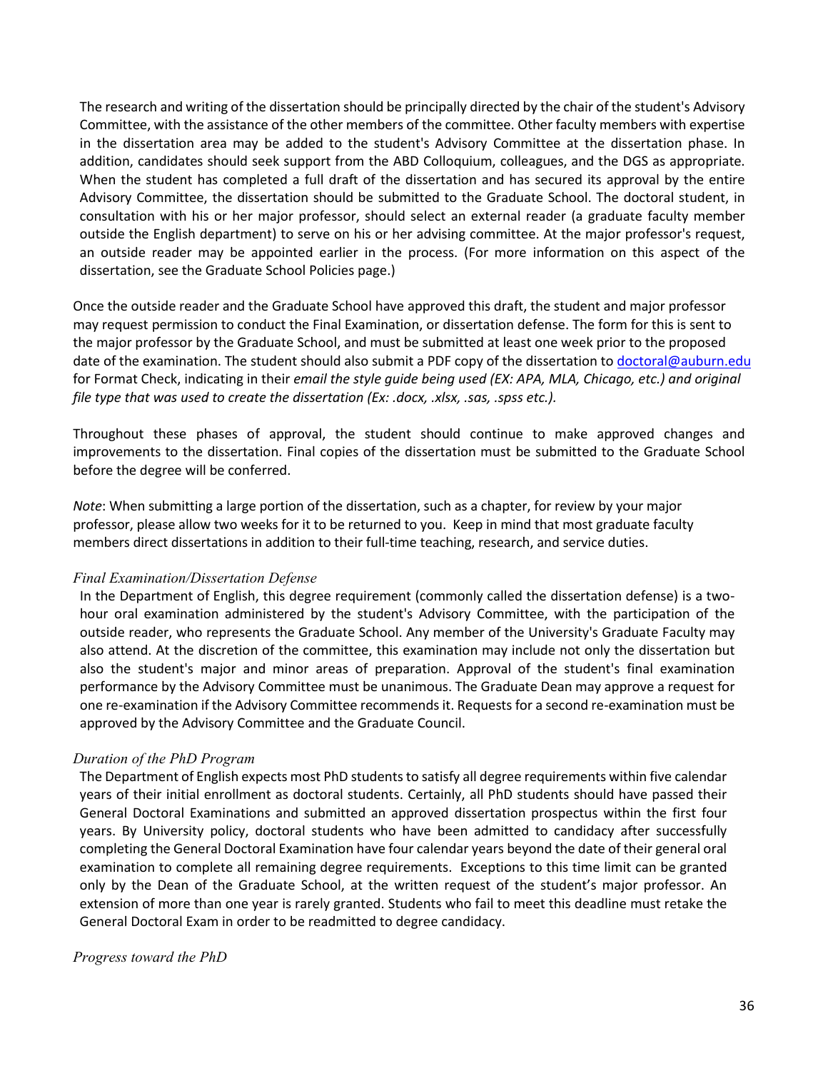The research and writing of the dissertation should be principally directed by the chair of the student's Advisory Committee, with the assistance of the other members of the committee. Other faculty members with expertise in the dissertation area may be added to the student's Advisory Committee at the dissertation phase. In addition, candidates should seek support from the ABD Colloquium, colleagues, and the DGS as appropriate. When the student has completed a full draft of the dissertation and has secured its approval by the entire Advisory Committee, the dissertation should be submitted to the Graduate School. The doctoral student, in consultation with his or her major professor, should select an external reader (a graduate faculty member outside the English department) to serve on his or her advising committee. At the major professor's request, an outside reader may be appointed earlier in the process. (For more information on this aspect of the dissertation, see the Graduate School Policies page.)

Once the outside reader and the Graduate School have approved this draft, the student and major professor may request permission to conduct the Final Examination, or dissertation defense. The form for this is sent to the major professor by the Graduate School, and must be submitted at least one week prior to the proposed date of the examination. The student should also submit a PDF copy of the dissertation to doctoral@auburn.edu for Format Check, indicating in their *email the style guide being used (EX: APA, MLA, Chicago, etc.) and original file type that was used to create the dissertation (Ex: .docx, .xlsx, .sas, .spss etc.).*

Throughout these phases of approval, the student should continue to make approved changes and improvements to the dissertation. Final copies of the dissertation must be submitted to the Graduate School before the degree will be conferred.

*Note*: When submitting a large portion of the dissertation, such as a chapter, for review by your major professor, please allow two weeks for it to be returned to you. Keep in mind that most graduate faculty members direct dissertations in addition to their full-time teaching, research, and service duties.

### *Final Examination/Dissertation Defense*

In the Department of English, this degree requirement (commonly called the dissertation defense) is a two-hour oral examination administered by the student's Advisory Committee, with the participation of the outside reader, who represents the Graduate School. Any member of the University's Graduate Faculty may also attend. At the discretion of the committee, this examination may include not only the dissertation but also the student's major and minor areas of preparation. Approval of the student's final examination performance by the Advisory Committee must be unanimous. The Graduate Dean may approve a request for one re-examination if the Advisory Committee recommends it. Requests for a second re-examination must be approved by the Advisory Committee and the Graduate Council.

### *Duration of the PhD Program*

The Department of English expects most PhD students to satisfy all degree requirements within five calendar years of their initial enrollment as doctoral students. Certainly, all PhD students should have passed their General Doctoral Examinations and submitted an approved dissertation prospectus within the first four years. By University policy, doctoral students who have been admitted to candidacy after successfully completing the General Doctoral Examination have four calendar years beyond the date of their general oral examination to complete all remaining degree requirements. Exceptions to this time limit can be granted only by the Dean of the Graduate School, at the written request of the student's major professor. An extension of more than one year is rarely granted. Students who fail to meet this deadline must retake the General Doctoral Exam in order to be readmitted to degree candidacy.

### *Progress toward the PhD*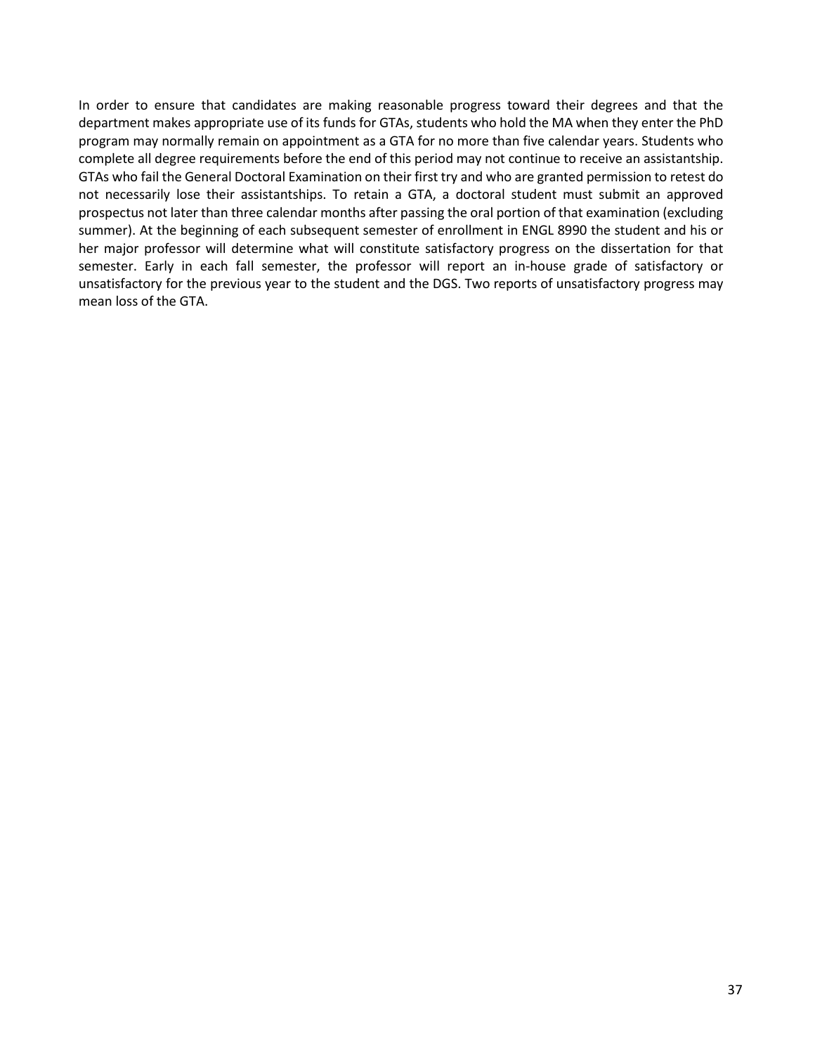In order to ensure that candidates are making reasonable progress toward their degrees and that the department makes appropriate use of its funds for GTAs, students who hold the MA when they enter the PhD program may normally remain on appointment as a GTA for no more than five calendar years. Students who complete all degree requirements before the end of this period may not continue to receive an assistantship. GTAs who fail the General Doctoral Examination on their first try and who are granted permission to retest do not necessarily lose their assistantships. To retain a GTA, a doctoral student must submit an approved prospectus not later than three calendar months after passing the oral portion of that examination (excluding summer). At the beginning of each subsequent semester of enrollment in ENGL 8990 the student and his or her major professor will determine what will constitute satisfactory progress on the dissertation for that semester. Early in each fall semester, the professor will report an in-house grade of satisfactory or unsatisfactory for the previous year to the student and the DGS. Two reports of unsatisfactory progress may mean loss of the GTA.